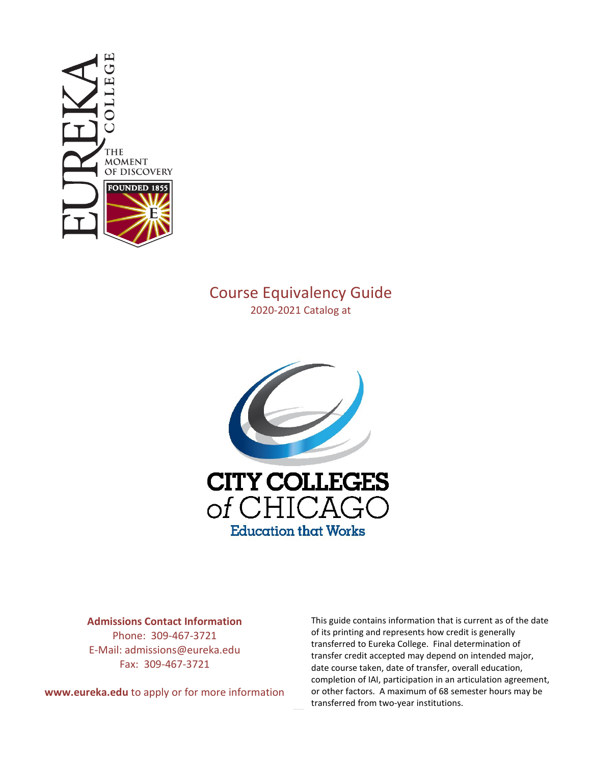# Course Equivalency Guide

2020-2021 Catalog at

**Admissions Contact Information**

Phone: 309-467-3721

E-Mail: admissions@eureka.edu

Fax: 309-467-3721

**www.eureka.edu** to apply or for more information

This guide contains information that is current as of the date of its printing and represents how credit is generally transferred to Eureka College. Final determination of transfer credit accepted may depend on intended major, date course taken, date of transfer, overall education, completion of IAI, participation in an articulation agreement, or other factors. A maximum of 68 semester hours may be transferred from two-year institutions.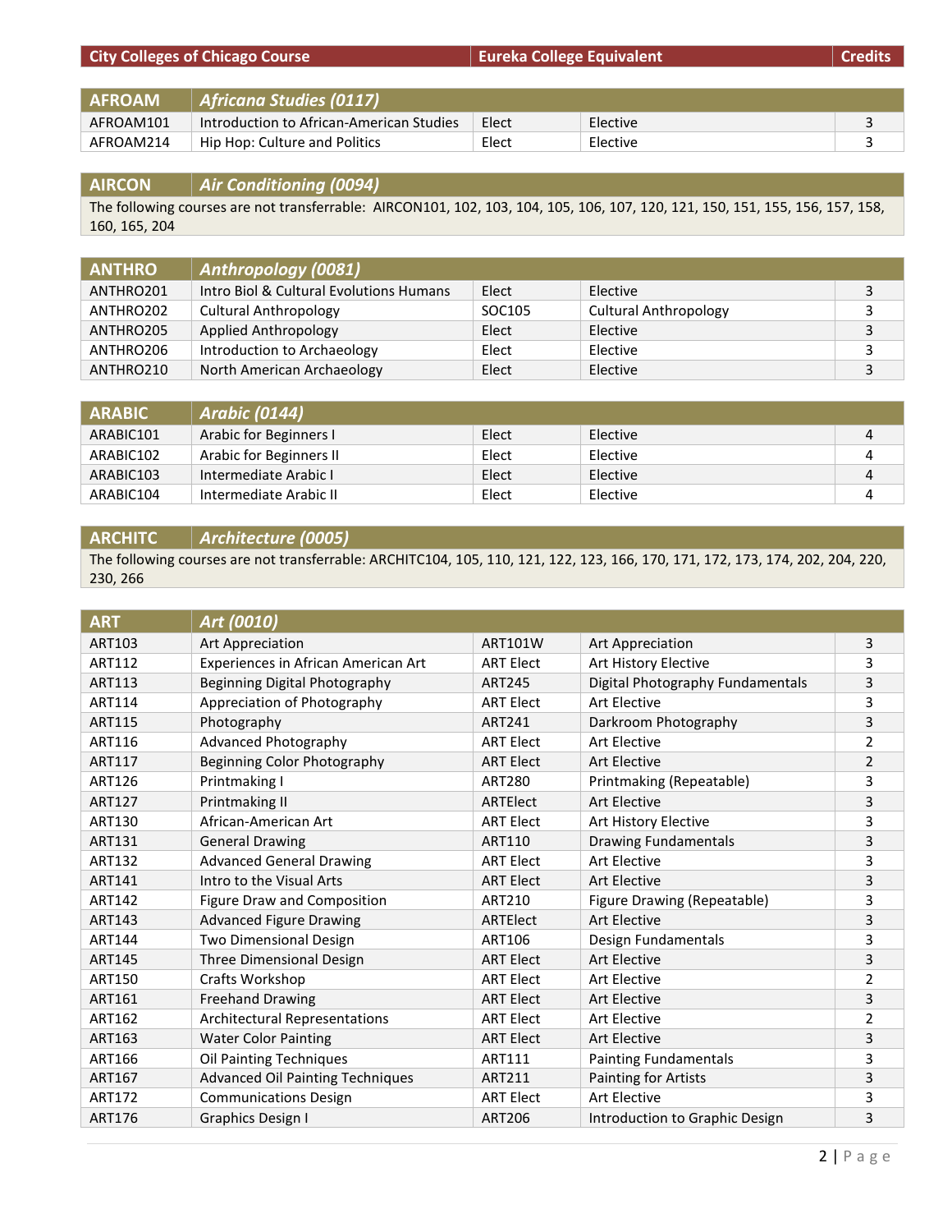| City Colleges of Chicago Course | | Eureka College Equivalent | | Credits |
|---|---|---|---|---|
| **AFROAM** | ***Africana Studies (0117)*** | | | |
| AFROAM101 | Introduction to African-American Studies | Elect | Elective | 3 |
| AFROAM214 | Hip Hop: Culture and Politics | Elect | Elective | 3 |
| **AIRCON** | ***Air Conditioning (0094)*** | | | |
| The following courses are not transferrable: AIRCON101, 102, 103, 104, 105, 106, 107, 120, 121, 150, 151, 155, 156, 157, 158, 160, 165, 204 | | | | |
| **ANTHRO** | ***Anthropology (0081)*** | | | |
| ANTHRO201 | Intro Biol & Cultural Evolutions Humans | Elect | Elective | 3 |
| ANTHRO202 | Cultural Anthropology | SOC105 | Cultural Anthropology | 3 |
| ANTHRO205 | Applied Anthropology | Elect | Elective | 3 |
| ANTHRO206 | Introduction to Archaeology | Elect | Elective | 3 |
| ANTHRO210 | North American Archaeology | Elect | Elective | 3 |
| **ARABIC** | ***Arabic (0144)*** | | | |
| ARABIC101 | Arabic for Beginners I | Elect | Elective | 4 |
| ARABIC102 | Arabic for Beginners II | Elect | Elective | 4 |
| ARABIC103 | Intermediate Arabic I | Elect | Elective | 4 |
| ARABIC104 | Intermediate Arabic II | Elect | Elective | 4 |
| **ARCHITC** | ***Architecture (0005)*** | | | |
| The following courses are not transferrable: ARCHITC104, 105, 110, 121, 122, 123, 166, 170, 171, 172, 173, 174, 202, 204, 220, 230, 266 | | | | |
| **ART** | ***Art (0010)*** | | | |
| ART103 | Art Appreciation | ART101W | Art Appreciation | 3 |
| ART112 | Experiences in African American Art | ART Elect | Art History Elective | 3 |
| ART113 | Beginning Digital Photography | ART245 | Digital Photography Fundamentals | 3 |
| ART114 | Appreciation of Photography | ART Elect | Art Elective | 3 |
| ART115 | Photography | ART241 | Darkroom Photography | 3 |
| ART116 | Advanced Photography | ART Elect | Art Elective | 2 |
| ART117 | Beginning Color Photography | ART Elect | Art Elective | 2 |
| ART126 | Printmaking I | ART280 | Printmaking (Repeatable) | 3 |
| ART127 | Printmaking II | ARTElect | Art Elective | 3 |
| ART130 | African-American Art | ART Elect | Art History Elective | 3 |
| ART131 | General Drawing | ART110 | Drawing Fundamentals | 3 |
| ART132 | Advanced General Drawing | ART Elect | Art Elective | 3 |
| ART141 | Intro to the Visual Arts | ART Elect | Art Elective | 3 |
| ART142 | Figure Draw and Composition | ART210 | Figure Drawing (Repeatable) | 3 |
| ART143 | Advanced Figure Drawing | ARTElect | Art Elective | 3 |
| ART144 | Two Dimensional Design | ART106 | Design Fundamentals | 3 |
| ART145 | Three Dimensional Design | ART Elect | Art Elective | 3 |
| ART150 | Crafts Workshop | ART Elect | Art Elective | 2 |
| ART161 | Freehand Drawing | ART Elect | Art Elective | 3 |
| ART162 | Architectural Representations | ART Elect | Art Elective | 2 |
| ART163 | Water Color Painting | ART Elect | Art Elective | 3 |
| ART166 | Oil Painting Techniques | ART111 | Painting Fundamentals | 3 |
| ART167 | Advanced Oil Painting Techniques | ART211 | Painting for Artists | 3 |
| ART172 | Communications Design | ART Elect | Art Elective | 3 |
| ART176 | Graphics Design I | ART206 | Introduction to Graphic Design | 3 |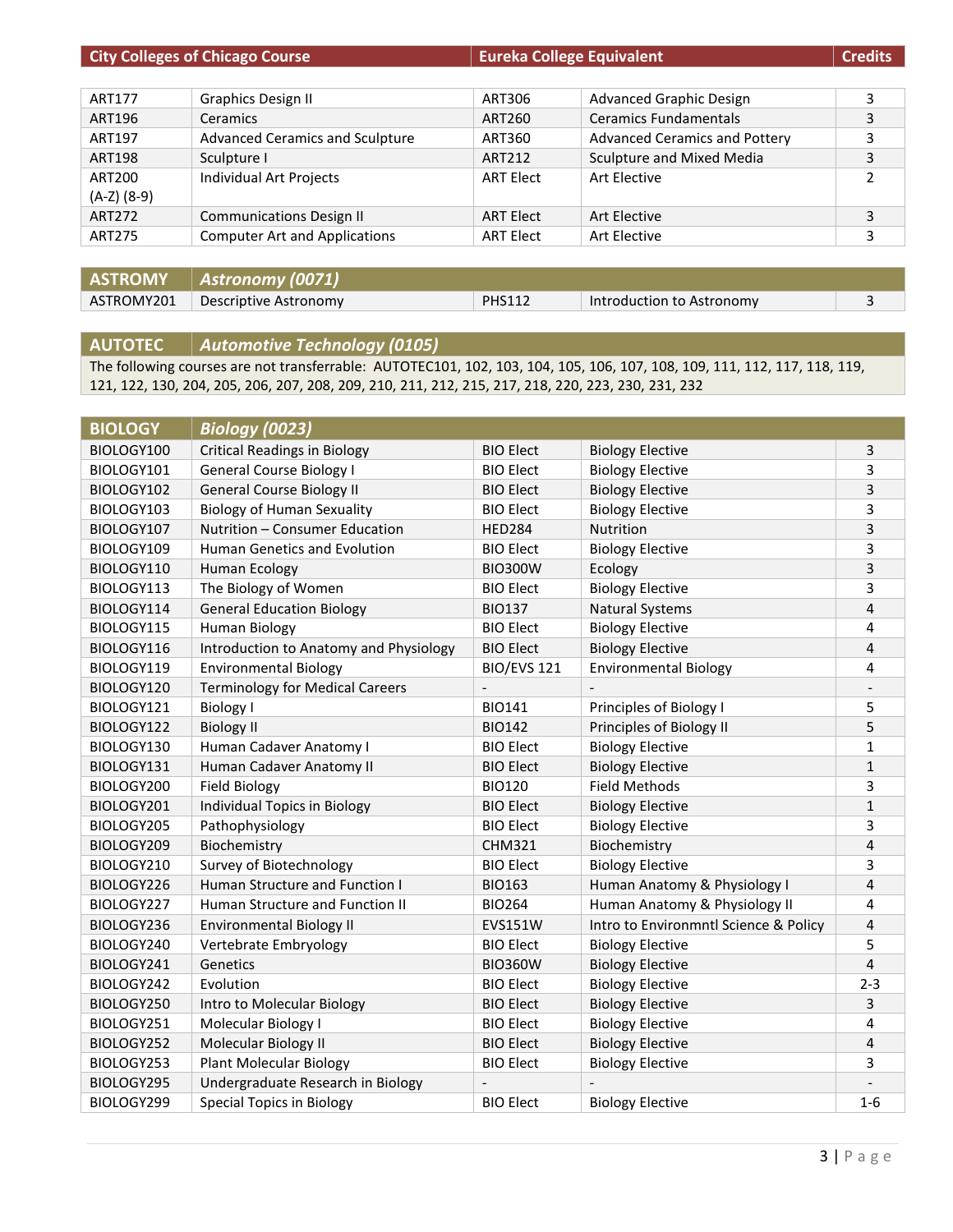| City Colleges of Chicago Course | | Eureka College Equivalent | | Credits |
|---|---|---|---|---|
| ART177 | Graphics Design II | ART306 | Advanced Graphic Design | 3 |
| ART196 | Ceramics | ART260 | Ceramics Fundamentals | 3 |
| ART197 | Advanced Ceramics and Sculpture | ART360 | Advanced Ceramics and Pottery | 3 |
| ART198 | Sculpture I | ART212 | Sculpture and Mixed Media | 3 |
| ART200 (A-Z) (8-9) | Individual Art Projects | ART Elect | Art Elective | 2 |
| ART272 | Communications Design II | ART Elect | Art Elective | 3 |
| ART275 | Computer Art and Applications | ART Elect | Art Elective | 3 |

| ASTROMY | *Astronomy (0071)* | | | |
|---|---|---|---|---|
| ASTROMY201 | Descriptive Astronomy | PHS112 | Introduction to Astronomy | 3 |

| AUTOTEC | *Automotive Technology (0105)* |
|---|---|
| The following courses are not transferrable: AUTOTEC101, 102, 103, 104, 105, 106, 107, 108, 109, 111, 112, 117, 118, 119, 121, 122, 130, 204, 205, 206, 207, 208, 209, 210, 211, 212, 215, 217, 218, 220, 223, 230, 231, 232 | |

| BIOLOGY | *Biology (0023)* | | | |
|---|---|---|---|---|
| BIOLOGY100 | Critical Readings in Biology | BIO Elect | Biology Elective | 3 |
| BIOLOGY101 | General Course Biology I | BIO Elect | Biology Elective | 3 |
| BIOLOGY102 | General Course Biology II | BIO Elect | Biology Elective | 3 |
| BIOLOGY103 | Biology of Human Sexuality | BIO Elect | Biology Elective | 3 |
| BIOLOGY107 | Nutrition – Consumer Education | HED284 | Nutrition | 3 |
| BIOLOGY109 | Human Genetics and Evolution | BIO Elect | Biology Elective | 3 |
| BIOLOGY110 | Human Ecology | BIO300W | Ecology | 3 |
| BIOLOGY113 | The Biology of Women | BIO Elect | Biology Elective | 3 |
| BIOLOGY114 | General Education Biology | BIO137 | Natural Systems | 4 |
| BIOLOGY115 | Human Biology | BIO Elect | Biology Elective | 4 |
| BIOLOGY116 | Introduction to Anatomy and Physiology | BIO Elect | Biology Elective | 4 |
| BIOLOGY119 | Environmental Biology | BIO/EVS 121 | Environmental Biology | 4 |
| BIOLOGY120 | Terminology for Medical Careers | - | - | - |
| BIOLOGY121 | Biology I | BIO141 | Principles of Biology I | 5 |
| BIOLOGY122 | Biology II | BIO142 | Principles of Biology II | 5 |
| BIOLOGY130 | Human Cadaver Anatomy I | BIO Elect | Biology Elective | 1 |
| BIOLOGY131 | Human Cadaver Anatomy II | BIO Elect | Biology Elective | 1 |
| BIOLOGY200 | Field Biology | BIO120 | Field Methods | 3 |
| BIOLOGY201 | Individual Topics in Biology | BIO Elect | Biology Elective | 1 |
| BIOLOGY205 | Pathophysiology | BIO Elect | Biology Elective | 3 |
| BIOLOGY209 | Biochemistry | CHM321 | Biochemistry | 4 |
| BIOLOGY210 | Survey of Biotechnology | BIO Elect | Biology Elective | 3 |
| BIOLOGY226 | Human Structure and Function I | BIO163 | Human Anatomy & Physiology I | 4 |
| BIOLOGY227 | Human Structure and Function II | BIO264 | Human Anatomy & Physiology II | 4 |
| BIOLOGY236 | Environmental Biology II | EVS151W | Intro to Environmntl Science & Policy | 4 |
| BIOLOGY240 | Vertebrate Embryology | BIO Elect | Biology Elective | 5 |
| BIOLOGY241 | Genetics | BIO360W | Biology Elective | 4 |
| BIOLOGY242 | Evolution | BIO Elect | Biology Elective | 2-3 |
| BIOLOGY250 | Intro to Molecular Biology | BIO Elect | Biology Elective | 3 |
| BIOLOGY251 | Molecular Biology I | BIO Elect | Biology Elective | 4 |
| BIOLOGY252 | Molecular Biology II | BIO Elect | Biology Elective | 4 |
| BIOLOGY253 | Plant Molecular Biology | BIO Elect | Biology Elective | 3 |
| BIOLOGY295 | Undergraduate Research in Biology | - | - | - |
| BIOLOGY299 | Special Topics in Biology | BIO Elect | Biology Elective | 1-6 |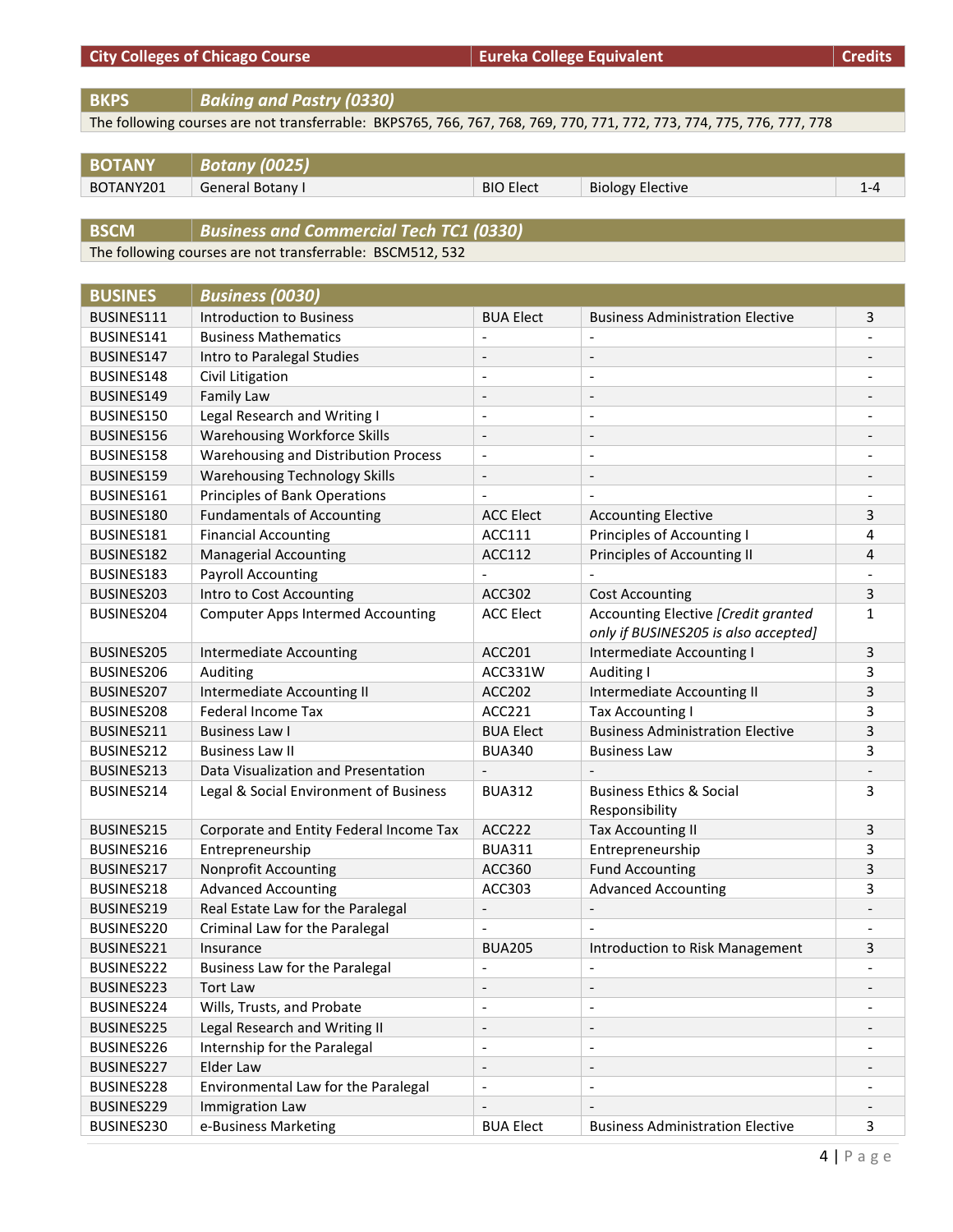| City Colleges of Chicago Course | | Eureka College Equivalent | | Credits |
|---|---|---|---|---|
| **BKPS** | ***Baking and Pastry (0330)*** | | | |
| The following courses are not transferrable: BKPS765, 766, 767, 768, 769, 770, 771, 772, 773, 774, 775, 776, 777, 778 | | | | |
| **BOTANY** | ***Botany (0025)*** | | | |
| BOTANY201 | General Botany I | BIO Elect | Biology Elective | 1-4 |
| **BSCM** | ***Business and Commercial Tech TC1 (0330)*** | | | |
| The following courses are not transferrable: BSCM512, 532 | | | | |
| **BUSINES** | ***Business (0030)*** | | | |
| BUSINES111 | Introduction to Business | BUA Elect | Business Administration Elective | 3 |
| BUSINES141 | Business Mathematics | - | - | - |
| BUSINES147 | Intro to Paralegal Studies | - | - | - |
| BUSINES148 | Civil Litigation | - | - | - |
| BUSINES149 | Family Law | - | - | - |
| BUSINES150 | Legal Research and Writing I | - | - | - |
| BUSINES156 | Warehousing Workforce Skills | - | - | - |
| BUSINES158 | Warehousing and Distribution Process | - | - | - |
| BUSINES159 | Warehousing Technology Skills | - | - | - |
| BUSINES161 | Principles of Bank Operations | - | - | - |
| BUSINES180 | Fundamentals of Accounting | ACC Elect | Accounting Elective | 3 |
| BUSINES181 | Financial Accounting | ACC111 | Principles of Accounting I | 4 |
| BUSINES182 | Managerial Accounting | ACC112 | Principles of Accounting II | 4 |
| BUSINES183 | Payroll Accounting | - | - | - |
| BUSINES203 | Intro to Cost Accounting | ACC302 | Cost Accounting | 3 |
| BUSINES204 | Computer Apps Intermed Accounting | ACC Elect | Accounting Elective *[Credit granted only if BUSINES205 is also accepted]* | 1 |
| BUSINES205 | Intermediate Accounting | ACC201 | Intermediate Accounting I | 3 |
| BUSINES206 | Auditing | ACC331W | Auditing I | 3 |
| BUSINES207 | Intermediate Accounting II | ACC202 | Intermediate Accounting II | 3 |
| BUSINES208 | Federal Income Tax | ACC221 | Tax Accounting I | 3 |
| BUSINES211 | Business Law I | BUA Elect | Business Administration Elective | 3 |
| BUSINES212 | Business Law II | BUA340 | Business Law | 3 |
| BUSINES213 | Data Visualization and Presentation | - | - | - |
| BUSINES214 | Legal & Social Environment of Business | BUA312 | Business Ethics & Social Responsibility | 3 |
| BUSINES215 | Corporate and Entity Federal Income Tax | ACC222 | Tax Accounting II | 3 |
| BUSINES216 | Entrepreneurship | BUA311 | Entrepreneurship | 3 |
| BUSINES217 | Nonprofit Accounting | ACC360 | Fund Accounting | 3 |
| BUSINES218 | Advanced Accounting | ACC303 | Advanced Accounting | 3 |
| BUSINES219 | Real Estate Law for the Paralegal | - | - | - |
| BUSINES220 | Criminal Law for the Paralegal | - | - | - |
| BUSINES221 | Insurance | BUA205 | Introduction to Risk Management | 3 |
| BUSINES222 | Business Law for the Paralegal | - | - | - |
| BUSINES223 | Tort Law | - | - | - |
| BUSINES224 | Wills, Trusts, and Probate | - | - | - |
| BUSINES225 | Legal Research and Writing II | - | - | - |
| BUSINES226 | Internship for the Paralegal | - | - | - |
| BUSINES227 | Elder Law | - | - | - |
| BUSINES228 | Environmental Law for the Paralegal | - | - | - |
| BUSINES229 | Immigration Law | - | - | - |
| BUSINES230 | e-Business Marketing | BUA Elect | Business Administration Elective | 3 |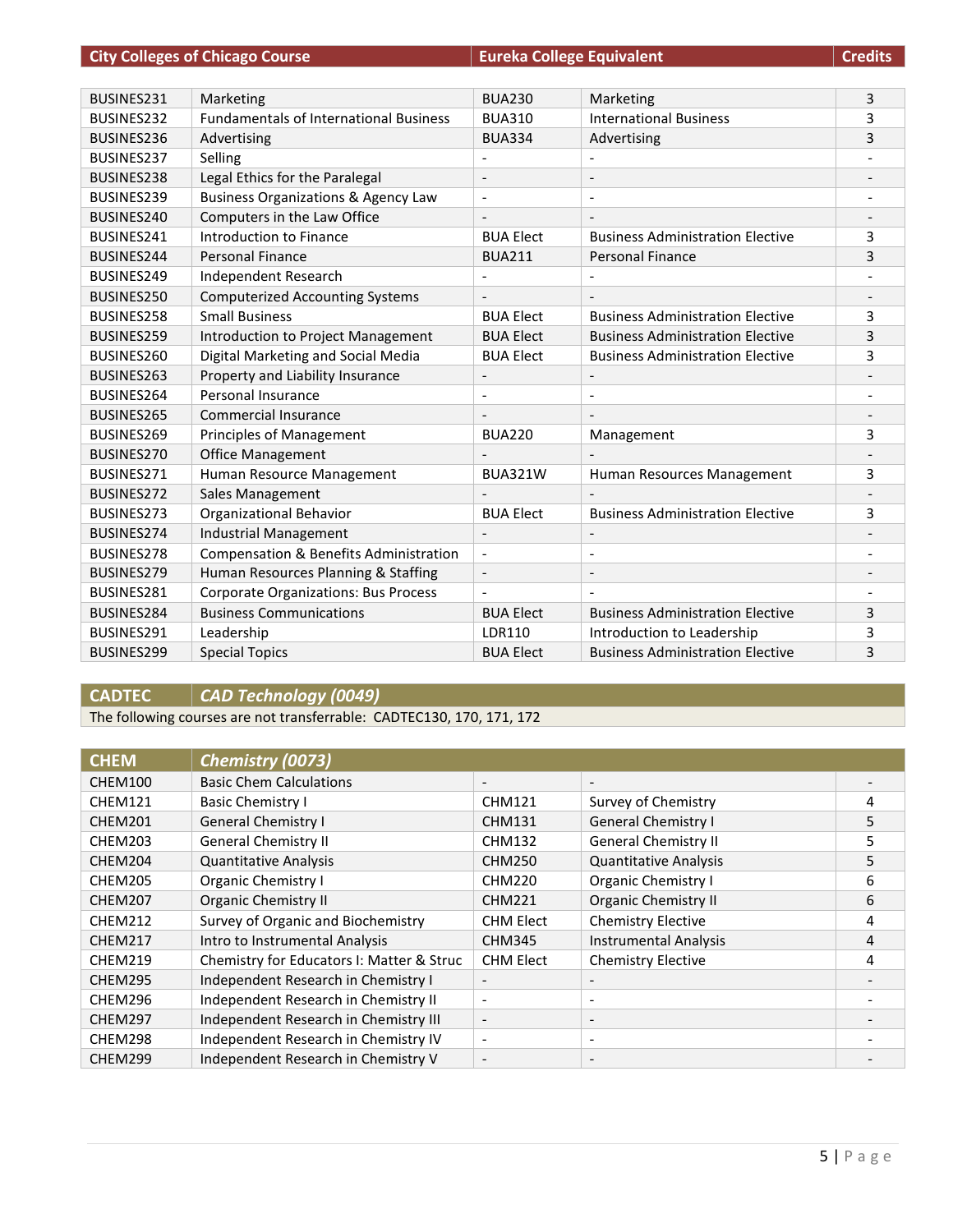| City Colleges of Chicago Course | | Eureka College Equivalent | | Credits |
|---|---|---|---|---|
| BUSINES231 | Marketing | BUA230 | Marketing | 3 |
| BUSINES232 | Fundamentals of International Business | BUA310 | International Business | 3 |
| BUSINES236 | Advertising | BUA334 | Advertising | 3 |
| BUSINES237 | Selling | - | - | - |
| BUSINES238 | Legal Ethics for the Paralegal | - | - | - |
| BUSINES239 | Business Organizations & Agency Law | - | - | - |
| BUSINES240 | Computers in the Law Office | - | - | - |
| BUSINES241 | Introduction to Finance | BUA Elect | Business Administration Elective | 3 |
| BUSINES244 | Personal Finance | BUA211 | Personal Finance | 3 |
| BUSINES249 | Independent Research | - | - | - |
| BUSINES250 | Computerized Accounting Systems | - | - | - |
| BUSINES258 | Small Business | BUA Elect | Business Administration Elective | 3 |
| BUSINES259 | Introduction to Project Management | BUA Elect | Business Administration Elective | 3 |
| BUSINES260 | Digital Marketing and Social Media | BUA Elect | Business Administration Elective | 3 |
| BUSINES263 | Property and Liability Insurance | - | - | - |
| BUSINES264 | Personal Insurance | - | - | - |
| BUSINES265 | Commercial Insurance | - | - | - |
| BUSINES269 | Principles of Management | BUA220 | Management | 3 |
| BUSINES270 | Office Management | - | - | - |
| BUSINES271 | Human Resource Management | BUA321W | Human Resources Management | 3 |
| BUSINES272 | Sales Management | - | - | - |
| BUSINES273 | Organizational Behavior | BUA Elect | Business Administration Elective | 3 |
| BUSINES274 | Industrial Management | - | - | - |
| BUSINES278 | Compensation & Benefits Administration | - | - | - |
| BUSINES279 | Human Resources Planning & Staffing | - | - | - |
| BUSINES281 | Corporate Organizations: Bus Process | - | - | - |
| BUSINES284 | Business Communications | BUA Elect | Business Administration Elective | 3 |
| BUSINES291 | Leadership | LDR110 | Introduction to Leadership | 3 |
| BUSINES299 | Special Topics | BUA Elect | Business Administration Elective | 3 |

| CADTEC | *CAD Technology (0049)* |
|---|---|
| The following courses are not transferrable: CADTEC130, 170, 171, 172 | |

| CHEM | *Chemistry (0073)* | | | |
|---|---|---|---|---|
| CHEM100 | Basic Chem Calculations | - | - | - |
| CHEM121 | Basic Chemistry I | CHM121 | Survey of Chemistry | 4 |
| CHEM201 | General Chemistry I | CHM131 | General Chemistry I | 5 |
| CHEM203 | General Chemistry II | CHM132 | General Chemistry II | 5 |
| CHEM204 | Quantitative Analysis | CHM250 | Quantitative Analysis | 5 |
| CHEM205 | Organic Chemistry I | CHM220 | Organic Chemistry I | 6 |
| CHEM207 | Organic Chemistry II | CHM221 | Organic Chemistry II | 6 |
| CHEM212 | Survey of Organic and Biochemistry | CHM Elect | Chemistry Elective | 4 |
| CHEM217 | Intro to Instrumental Analysis | CHM345 | Instrumental Analysis | 4 |
| CHEM219 | Chemistry for Educators I: Matter & Struc | CHM Elect | Chemistry Elective | 4 |
| CHEM295 | Independent Research in Chemistry I | - | - | - |
| CHEM296 | Independent Research in Chemistry II | - | - | - |
| CHEM297 | Independent Research in Chemistry III | - | - | - |
| CHEM298 | Independent Research in Chemistry IV | - | - | - |
| CHEM299 | Independent Research in Chemistry V | - | - | - |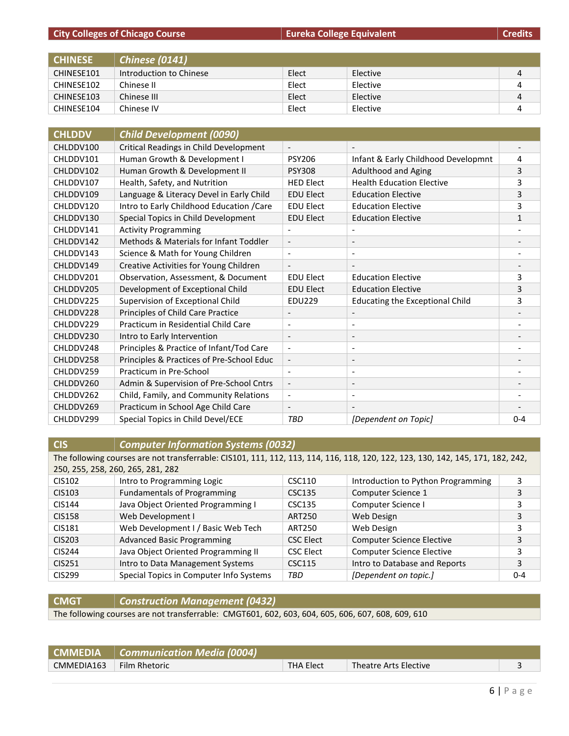| City Colleges of Chicago Course | | Eureka College Equivalent | | Credits |
|---|---|---|---|---|
| **CHINESE** | ***Chinese (0141)*** | | | |
| CHINESE101 | Introduction to Chinese | Elect | Elective | 4 |
| CHINESE102 | Chinese II | Elect | Elective | 4 |
| CHINESE103 | Chinese III | Elect | Elective | 4 |
| CHINESE104 | Chinese IV | Elect | Elective | 4 |

| **CHLDDV** | ***Child Development (0090)*** | | | |
|---|---|---|---|---|
| CHLDDV100 | Critical Readings in Child Development | - | - | - |
| CHLDDV101 | Human Growth & Development I | PSY206 | Infant & Early Childhood Developmnt | 4 |
| CHLDDV102 | Human Growth & Development II | PSY308 | Adulthood and Aging | 3 |
| CHLDDV107 | Health, Safety, and Nutrition | HED Elect | Health Education Elective | 3 |
| CHLDDV109 | Language & Literacy Devel in Early Child | EDU Elect | Education Elective | 3 |
| CHLDDV120 | Intro to Early Childhood Education /Care | EDU Elect | Education Elective | 3 |
| CHLDDV130 | Special Topics in Child Development | EDU Elect | Education Elective | 1 |
| CHLDDV141 | Activity Programming | - | - | - |
| CHLDDV142 | Methods & Materials for Infant Toddler | - | - | - |
| CHLDDV143 | Science & Math for Young Children | - | - | - |
| CHLDDV149 | Creative Activities for Young Children | - | - | - |
| CHLDDV201 | Observation, Assessment, & Document | EDU Elect | Education Elective | 3 |
| CHLDDV205 | Development of Exceptional Child | EDU Elect | Education Elective | 3 |
| CHLDDV225 | Supervision of Exceptional Child | EDU229 | Educating the Exceptional Child | 3 |
| CHLDDV228 | Principles of Child Care Practice | - | - | - |
| CHLDDV229 | Practicum in Residential Child Care | - | - | - |
| CHLDDV230 | Intro to Early Intervention | - | - | - |
| CHLDDV248 | Principles & Practice of Infant/Tod Care | - | - | - |
| CHLDDV258 | Principles & Practices of Pre-School Educ | - | - | - |
| CHLDDV259 | Practicum in Pre-School | - | - | - |
| CHLDDV260 | Admin & Supervision of Pre-School Cntrs | - | - | - |
| CHLDDV262 | Child, Family, and Community Relations | - | - | - |
| CHLDDV269 | Practicum in School Age Child Care | - | - | - |
| CHLDDV299 | Special Topics in Child Devel/ECE | *TBD* | *[Dependent on Topic]* | 0-4 |

| **CIS** | ***Computer Information Systems (0032)*** | | | |
|---|---|---|---|---|
| The following courses are not transferrable: CIS101, 111, 112, 113, 114, 116, 118, 120, 122, 123, 130, 142, 145, 171, 182, 242, 250, 255, 258, 260, 265, 281, 282 | | | | |
| CIS102 | Intro to Programming Logic | CSC110 | Introduction to Python Programming | 3 |
| CIS103 | Fundamentals of Programming | CSC135 | Computer Science 1 | 3 |
| CIS144 | Java Object Oriented Programming I | CSC135 | Computer Science I | 3 |
| CIS158 | Web Development I | ART250 | Web Design | 3 |
| CIS181 | Web Development I / Basic Web Tech | ART250 | Web Design | 3 |
| CIS203 | Advanced Basic Programming | CSC Elect | Computer Science Elective | 3 |
| CIS244 | Java Object Oriented Programming II | CSC Elect | Computer Science Elective | 3 |
| CIS251 | Intro to Data Management Systems | CSC115 | Intro to Database and Reports | 3 |
| CIS299 | Special Topics in Computer Info Systems | *TBD* | *[Dependent on topic.]* | 0-4 |

| **CMGT** | ***Construction Management (0432)*** | | | |
|---|---|---|---|---|
| The following courses are not transferrable: CMGT601, 602, 603, 604, 605, 606, 607, 608, 609, 610 | | | | |

| **CMMEDIA** | ***Communication Media (0004)*** | | | |
|---|---|---|---|---|
| CMMEDIA163 | Film Rhetoric | THA Elect | Theatre Arts Elective | 3 |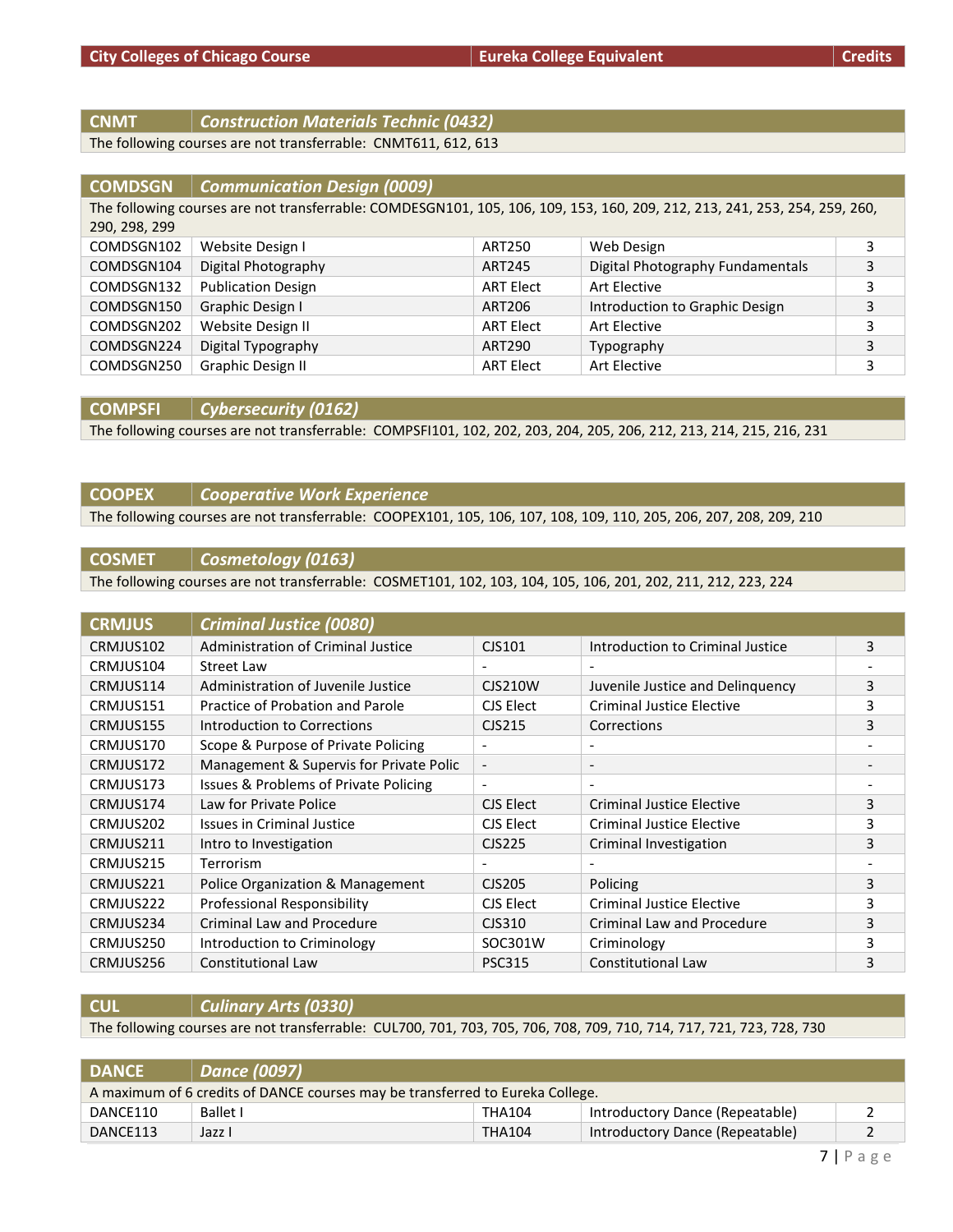| City Colleges of Chicago Course | | Eureka College Equivalent | | Credits |
|---|---|---|---|---|

| CNMT | *Construction Materials Technic (0432)* | | | |
|---|---|---|---|---|
| The following courses are not transferrable: CNMT611, 612, 613 | | | | |

| COMDSGN | *Communication Design (0009)* | | | |
|---|---|---|---|---|
| The following courses are not transferrable: COMDESGN101, 105, 106, 109, 153, 160, 209, 212, 213, 241, 253, 254, 259, 260, 290, 298, 299 | | | | |
| COMDSGN102 | Website Design I | ART250 | Web Design | 3 |
| COMDSGN104 | Digital Photography | ART245 | Digital Photography Fundamentals | 3 |
| COMDSGN132 | Publication Design | ART Elect | Art Elective | 3 |
| COMDSGN150 | Graphic Design I | ART206 | Introduction to Graphic Design | 3 |
| COMDSGN202 | Website Design II | ART Elect | Art Elective | 3 |
| COMDSGN224 | Digital Typography | ART290 | Typography | 3 |
| COMDSGN250 | Graphic Design II | ART Elect | Art Elective | 3 |

| COMPSFI | *Cybersecurity (0162)* | | | |
|---|---|---|---|---|
| The following courses are not transferrable: COMPSFI101, 102, 202, 203, 204, 205, 206, 212, 213, 214, 215, 216, 231 | | | | |

| COOPEX | *Cooperative Work Experience* | | | |
|---|---|---|---|---|
| The following courses are not transferrable: COOPEX101, 105, 106, 107, 108, 109, 110, 205, 206, 207, 208, 209, 210 | | | | |

| COSMET | *Cosmetology (0163)* | | | |
|---|---|---|---|---|
| The following courses are not transferrable: COSMET101, 102, 103, 104, 105, 106, 201, 202, 211, 212, 223, 224 | | | | |

| CRMJUS | *Criminal Justice (0080)* | | | |
|---|---|---|---|---|
| CRMJUS102 | Administration of Criminal Justice | CJS101 | Introduction to Criminal Justice | 3 |
| CRMJUS104 | Street Law | - | - | - |
| CRMJUS114 | Administration of Juvenile Justice | CJS210W | Juvenile Justice and Delinquency | 3 |
| CRMJUS151 | Practice of Probation and Parole | CJS Elect | Criminal Justice Elective | 3 |
| CRMJUS155 | Introduction to Corrections | CJS215 | Corrections | 3 |
| CRMJUS170 | Scope & Purpose of Private Policing | - | - | - |
| CRMJUS172 | Management & Supervis for Private Polic | - | - | - |
| CRMJUS173 | Issues & Problems of Private Policing | - | - | - |
| CRMJUS174 | Law for Private Police | CJS Elect | Criminal Justice Elective | 3 |
| CRMJUS202 | Issues in Criminal Justice | CJS Elect | Criminal Justice Elective | 3 |
| CRMJUS211 | Intro to Investigation | CJS225 | Criminal Investigation | 3 |
| CRMJUS215 | Terrorism | - | - | - |
| CRMJUS221 | Police Organization & Management | CJS205 | Policing | 3 |
| CRMJUS222 | Professional Responsibility | CJS Elect | Criminal Justice Elective | 3 |
| CRMJUS234 | Criminal Law and Procedure | CJS310 | Criminal Law and Procedure | 3 |
| CRMJUS250 | Introduction to Criminology | SOC301W | Criminology | 3 |
| CRMJUS256 | Constitutional Law | PSC315 | Constitutional Law | 3 |

| CUL | *Culinary Arts (0330)* | | | |
|---|---|---|---|---|
| The following courses are not transferrable: CUL700, 701, 703, 705, 706, 708, 709, 710, 714, 717, 721, 723, 728, 730 | | | | |

| DANCE | *Dance (0097)* | | | |
|---|---|---|---|---|
| A maximum of 6 credits of DANCE courses may be transferred to Eureka College. | | | | |
| DANCE110 | Ballet I | THA104 | Introductory Dance (Repeatable) | 2 |
| DANCE113 | Jazz I | THA104 | Introductory Dance (Repeatable) | 2 |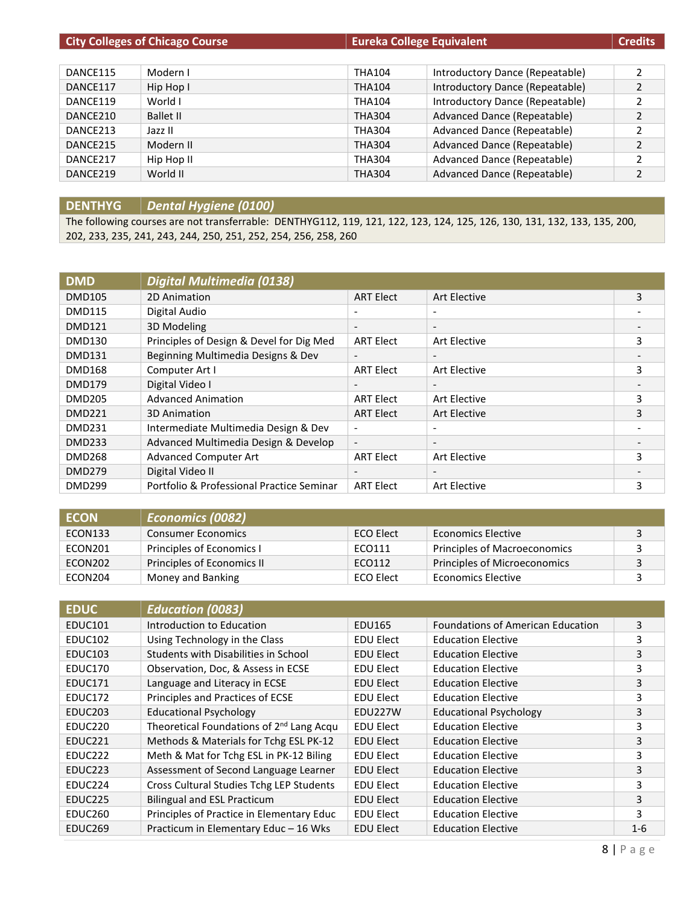| City Colleges of Chicago Course | | Eureka College Equivalent | | Credits |
|---|---|---|---|---|
| DANCE115 | Modern I | THA104 | Introductory Dance (Repeatable) | 2 |
| DANCE117 | Hip Hop I | THA104 | Introductory Dance (Repeatable) | 2 |
| DANCE119 | World I | THA104 | Introductory Dance (Repeatable) | 2 |
| DANCE210 | Ballet II | THA304 | Advanced Dance (Repeatable) | 2 |
| DANCE213 | Jazz II | THA304 | Advanced Dance (Repeatable) | 2 |
| DANCE215 | Modern II | THA304 | Advanced Dance (Repeatable) | 2 |
| DANCE217 | Hip Hop II | THA304 | Advanced Dance (Repeatable) | 2 |
| DANCE219 | World II | THA304 | Advanced Dance (Repeatable) | 2 |

| DENTHYG | *Dental Hygiene (0100)* |
|---|---|

The following courses are not transferrable: DENTHYG112, 119, 121, 122, 123, 124, 125, 126, 130, 131, 132, 133, 135, 200, 202, 233, 235, 241, 243, 244, 250, 251, 252, 254, 256, 258, 260

| DMD | *Digital Multimedia (0138)* | | | |
|---|---|---|---|---|
| DMD105 | 2D Animation | ART Elect | Art Elective | 3 |
| DMD115 | Digital Audio | - | - | - |
| DMD121 | 3D Modeling | - | - | - |
| DMD130 | Principles of Design & Devel for Dig Med | ART Elect | Art Elective | 3 |
| DMD131 | Beginning Multimedia Designs & Dev | - | - | - |
| DMD168 | Computer Art I | ART Elect | Art Elective | 3 |
| DMD179 | Digital Video I | - | - | - |
| DMD205 | Advanced Animation | ART Elect | Art Elective | 3 |
| DMD221 | 3D Animation | ART Elect | Art Elective | 3 |
| DMD231 | Intermediate Multimedia Design & Dev | - | - | - |
| DMD233 | Advanced Multimedia Design & Develop | - | - | - |
| DMD268 | Advanced Computer Art | ART Elect | Art Elective | 3 |
| DMD279 | Digital Video II | - | - | - |
| DMD299 | Portfolio & Professional Practice Seminar | ART Elect | Art Elective | 3 |

| ECON | *Economics (0082)* | | | |
|---|---|---|---|---|
| ECON133 | Consumer Economics | ECO Elect | Economics Elective | 3 |
| ECON201 | Principles of Economics I | ECO111 | Principles of Macroeconomics | 3 |
| ECON202 | Principles of Economics II | ECO112 | Principles of Microeconomics | 3 |
| ECON204 | Money and Banking | ECO Elect | Economics Elective | 3 |

| EDUC | *Education (0083)* | | | |
|---|---|---|---|---|
| EDUC101 | Introduction to Education | EDU165 | Foundations of American Education | 3 |
| EDUC102 | Using Technology in the Class | EDU Elect | Education Elective | 3 |
| EDUC103 | Students with Disabilities in School | EDU Elect | Education Elective | 3 |
| EDUC170 | Observation, Doc, & Assess in ECSE | EDU Elect | Education Elective | 3 |
| EDUC171 | Language and Literacy in ECSE | EDU Elect | Education Elective | 3 |
| EDUC172 | Principles and Practices of ECSE | EDU Elect | Education Elective | 3 |
| EDUC203 | Educational Psychology | EDU227W | Educational Psychology | 3 |
| EDUC220 | Theoretical Foundations of 2nd Lang Acqu | EDU Elect | Education Elective | 3 |
| EDUC221 | Methods & Materials for Tchg ESL PK-12 | EDU Elect | Education Elective | 3 |
| EDUC222 | Meth & Mat for Tchg ESL in PK-12 Biling | EDU Elect | Education Elective | 3 |
| EDUC223 | Assessment of Second Language Learner | EDU Elect | Education Elective | 3 |
| EDUC224 | Cross Cultural Studies Tchg LEP Students | EDU Elect | Education Elective | 3 |
| EDUC225 | Bilingual and ESL Practicum | EDU Elect | Education Elective | 3 |
| EDUC260 | Principles of Practice in Elementary Educ | EDU Elect | Education Elective | 3 |
| EDUC269 | Practicum in Elementary Educ – 16 Wks | EDU Elect | Education Elective | 1-6 |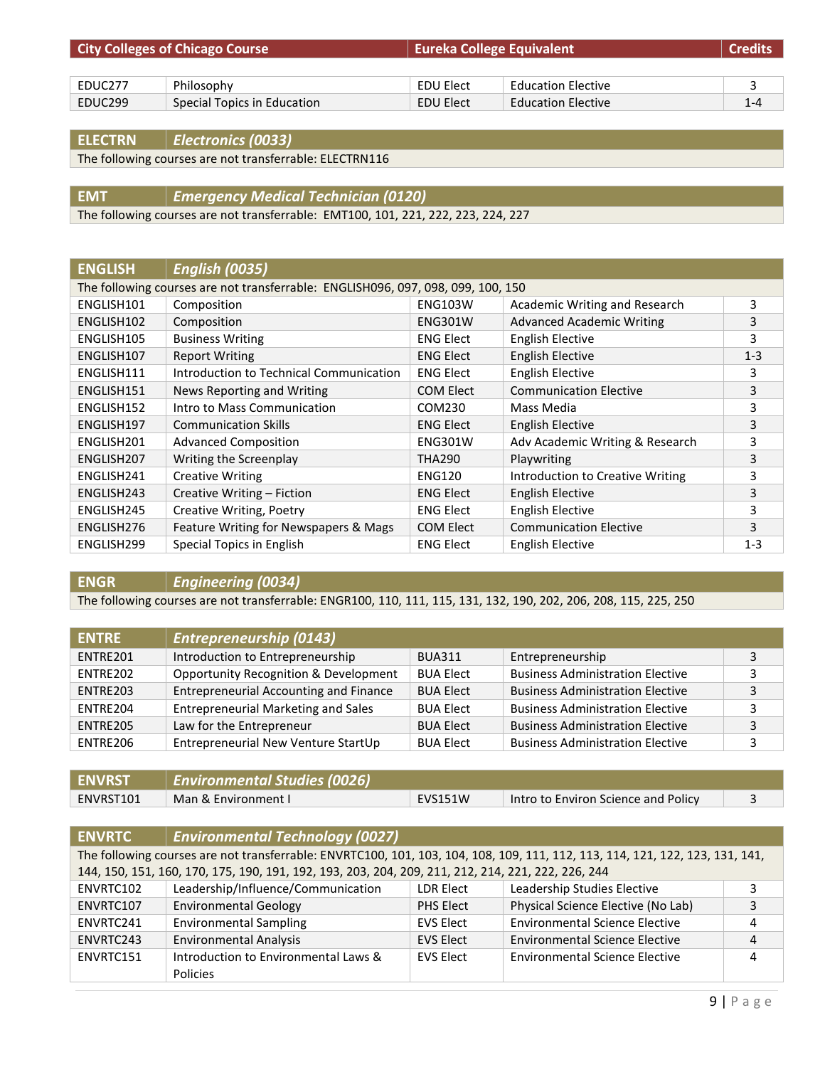| City Colleges of Chicago Course | | Eureka College Equivalent | | Credits |
|---|---|---|---|---|
| EDUC277 | Philosophy | EDU Elect | Education Elective | 3 |
| EDUC299 | Special Topics in Education | EDU Elect | Education Elective | 1-4 |

| ELECTRN | *Electronics (0033)* |
|---|---|
| The following courses are not transferrable: ELECTRN116 | |

| EMT | *Emergency Medical Technician (0120)* |
|---|---|
| The following courses are not transferrable: EMT100, 101, 221, 222, 223, 224, 227 | |

| ENGLISH | *English (0035)* | | | |
|---|---|---|---|---|
| The following courses are not transferrable: ENGLISH096, 097, 098, 099, 100, 150 | | | | |
| ENGLISH101 | Composition | ENG103W | Academic Writing and Research | 3 |
| ENGLISH102 | Composition | ENG301W | Advanced Academic Writing | 3 |
| ENGLISH105 | Business Writing | ENG Elect | English Elective | 3 |
| ENGLISH107 | Report Writing | ENG Elect | English Elective | 1-3 |
| ENGLISH111 | Introduction to Technical Communication | ENG Elect | English Elective | 3 |
| ENGLISH151 | News Reporting and Writing | COM Elect | Communication Elective | 3 |
| ENGLISH152 | Intro to Mass Communication | COM230 | Mass Media | 3 |
| ENGLISH197 | Communication Skills | ENG Elect | English Elective | 3 |
| ENGLISH201 | Advanced Composition | ENG301W | Adv Academic Writing & Research | 3 |
| ENGLISH207 | Writing the Screenplay | THA290 | Playwriting | 3 |
| ENGLISH241 | Creative Writing | ENG120 | Introduction to Creative Writing | 3 |
| ENGLISH243 | Creative Writing – Fiction | ENG Elect | English Elective | 3 |
| ENGLISH245 | Creative Writing, Poetry | ENG Elect | English Elective | 3 |
| ENGLISH276 | Feature Writing for Newspapers & Mags | COM Elect | Communication Elective | 3 |
| ENGLISH299 | Special Topics in English | ENG Elect | English Elective | 1-3 |

| ENGR | *Engineering (0034)* |
|---|---|
| The following courses are not transferrable: ENGR100, 110, 111, 115, 131, 132, 190, 202, 206, 208, 115, 225, 250 | |

| ENTRE | *Entrepreneurship (0143)* | | | |
|---|---|---|---|---|
| ENTRE201 | Introduction to Entrepreneurship | BUA311 | Entrepreneurship | 3 |
| ENTRE202 | Opportunity Recognition & Development | BUA Elect | Business Administration Elective | 3 |
| ENTRE203 | Entrepreneurial Accounting and Finance | BUA Elect | Business Administration Elective | 3 |
| ENTRE204 | Entrepreneurial Marketing and Sales | BUA Elect | Business Administration Elective | 3 |
| ENTRE205 | Law for the Entrepreneur | BUA Elect | Business Administration Elective | 3 |
| ENTRE206 | Entrepreneurial New Venture StartUp | BUA Elect | Business Administration Elective | 3 |

| ENVRST | *Environmental Studies (0026)* | | | |
|---|---|---|---|---|
| ENVRST101 | Man & Environment I | EVS151W | Intro to Environ Science and Policy | 3 |

| ENVRTC | *Environmental Technology (0027)* | | | |
|---|---|---|---|---|
| The following courses are not transferrable: ENVRTC100, 101, 103, 104, 108, 109, 111, 112, 113, 114, 121, 122, 123, 131, 141, 144, 150, 151, 160, 170, 175, 190, 191, 192, 193, 203, 204, 209, 211, 212, 214, 221, 222, 226, 244 | | | | |
| ENVRTC102 | Leadership/Influence/Communication | LDR Elect | Leadership Studies Elective | 3 |
| ENVRTC107 | Environmental Geology | PHS Elect | Physical Science Elective (No Lab) | 3 |
| ENVRTC241 | Environmental Sampling | EVS Elect | Environmental Science Elective | 4 |
| ENVRTC243 | Environmental Analysis | EVS Elect | Environmental Science Elective | 4 |
| ENVRTC151 | Introduction to Environmental Laws & Policies | EVS Elect | Environmental Science Elective | 4 |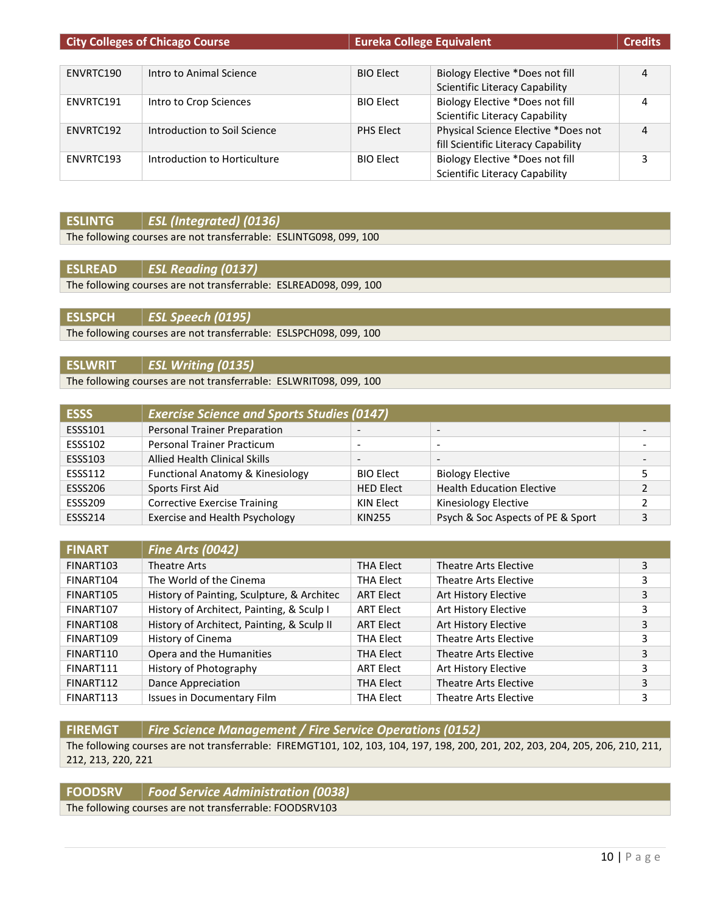| City Colleges of Chicago Course | | Eureka College Equivalent | | Credits |
|---|---|---|---|---|
| ENVRTC190 | Intro to Animal Science | BIO Elect | Biology Elective *Does not fill Scientific Literacy Capability | 4 |
| ENVRTC191 | Intro to Crop Sciences | BIO Elect | Biology Elective *Does not fill Scientific Literacy Capability | 4 |
| ENVRTC192 | Introduction to Soil Science | PHS Elect | Physical Science Elective *Does not fill Scientific Literacy Capability | 4 |
| ENVRTC193 | Introduction to Horticulture | BIO Elect | Biology Elective *Does not fill Scientific Literacy Capability | 3 |

## ESLINTG — *ESL (Integrated) (0136)*

The following courses are not transferrable: ESLINTG098, 099, 100

## ESLREAD — *ESL Reading (0137)*

The following courses are not transferrable: ESLREAD098, 099, 100

## ESLSPCH — *ESL Speech (0195)*

The following courses are not transferrable: ESLSPCH098, 099, 100

## ESLWRIT — *ESL Writing (0135)*

The following courses are not transferrable: ESLWRIT098, 099, 100

## ESSS — *Exercise Science and Sports Studies (0147)*

| Course | Title | Equivalent | Description | Credits |
|---|---|---|---|---|
| ESSS101 | Personal Trainer Preparation | - | - | - |
| ESSS102 | Personal Trainer Practicum | - | - | - |
| ESSS103 | Allied Health Clinical Skills | - | - | - |
| ESSS112 | Functional Anatomy & Kinesiology | BIO Elect | Biology Elective | 5 |
| ESSS206 | Sports First Aid | HED Elect | Health Education Elective | 2 |
| ESSS209 | Corrective Exercise Training | KIN Elect | Kinesiology Elective | 2 |
| ESSS214 | Exercise and Health Psychology | KIN255 | Psych & Soc Aspects of PE & Sport | 3 |

## FINART — *Fine Arts (0042)*

| Course | Title | Equivalent | Description | Credits |
|---|---|---|---|---|
| FINART103 | Theatre Arts | THA Elect | Theatre Arts Elective | 3 |
| FINART104 | The World of the Cinema | THA Elect | Theatre Arts Elective | 3 |
| FINART105 | History of Painting, Sculpture, & Architec | ART Elect | Art History Elective | 3 |
| FINART107 | History of Architect, Painting, & Sculp I | ART Elect | Art History Elective | 3 |
| FINART108 | History of Architect, Painting, & Sculp II | ART Elect | Art History Elective | 3 |
| FINART109 | History of Cinema | THA Elect | Theatre Arts Elective | 3 |
| FINART110 | Opera and the Humanities | THA Elect | Theatre Arts Elective | 3 |
| FINART111 | History of Photography | ART Elect | Art History Elective | 3 |
| FINART112 | Dance Appreciation | THA Elect | Theatre Arts Elective | 3 |
| FINART113 | Issues in Documentary Film | THA Elect | Theatre Arts Elective | 3 |

## FIREMGT — *Fire Science Management / Fire Service Operations (0152)*

The following courses are not transferrable: FIREMGT101, 102, 103, 104, 197, 198, 200, 201, 202, 203, 204, 205, 206, 210, 211, 212, 213, 220, 221

## FOODSRV — *Food Service Administration (0038)*

The following courses are not transferrable: FOODSRV103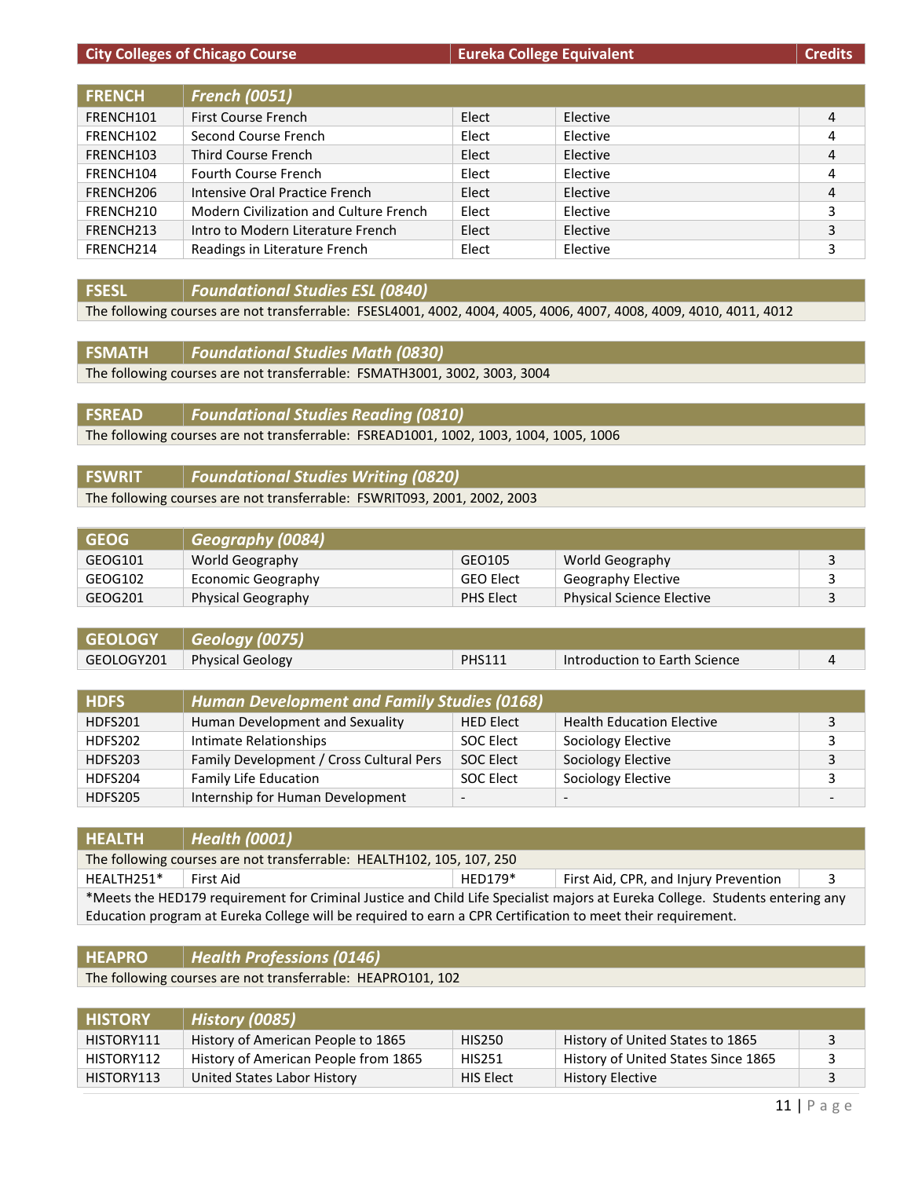| City Colleges of Chicago Course | | Eureka College Equivalent | | Credits |
|---|---|---|---|---|
| **FRENCH** | ***French (0051)*** | | | |
| FRENCH101 | First Course French | Elect | Elective | 4 |
| FRENCH102 | Second Course French | Elect | Elective | 4 |
| FRENCH103 | Third Course French | Elect | Elective | 4 |
| FRENCH104 | Fourth Course French | Elect | Elective | 4 |
| FRENCH206 | Intensive Oral Practice French | Elect | Elective | 4 |
| FRENCH210 | Modern Civilization and Culture French | Elect | Elective | 3 |
| FRENCH213 | Intro to Modern Literature French | Elect | Elective | 3 |
| FRENCH214 | Readings in Literature French | Elect | Elective | 3 |
| **FSESL** | ***Foundational Studies ESL (0840)*** | | | |
| The following courses are not transferrable: FSESL4001, 4002, 4004, 4005, 4006, 4007, 4008, 4009, 4010, 4011, 4012 | | | | |
| **FSMATH** | ***Foundational Studies Math (0830)*** | | | |
| The following courses are not transferrable: FSMATH3001, 3002, 3003, 3004 | | | | |
| **FSREAD** | ***Foundational Studies Reading (0810)*** | | | |
| The following courses are not transferrable: FSREAD1001, 1002, 1003, 1004, 1005, 1006 | | | | |
| **FSWRIT** | ***Foundational Studies Writing (0820)*** | | | |
| The following courses are not transferrable: FSWRIT093, 2001, 2002, 2003 | | | | |
| **GEOG** | ***Geography (0084)*** | | | |
| GEOG101 | World Geography | GEO105 | World Geography | 3 |
| GEOG102 | Economic Geography | GEO Elect | Geography Elective | 3 |
| GEOG201 | Physical Geography | PHS Elect | Physical Science Elective | 3 |
| **GEOLOGY** | ***Geology (0075)*** | | | |
| GEOLOGY201 | Physical Geology | PHS111 | Introduction to Earth Science | 4 |
| **HDFS** | ***Human Development and Family Studies (0168)*** | | | |
| HDFS201 | Human Development and Sexuality | HED Elect | Health Education Elective | 3 |
| HDFS202 | Intimate Relationships | SOC Elect | Sociology Elective | 3 |
| HDFS203 | Family Development / Cross Cultural Pers | SOC Elect | Sociology Elective | 3 |
| HDFS204 | Family Life Education | SOC Elect | Sociology Elective | 3 |
| HDFS205 | Internship for Human Development | - | - | - |
| **HEALTH** | ***Health (0001)*** | | | |
| The following courses are not transferrable: HEALTH102, 105, 107, 250 | | | | |
| HEALTH251* | First Aid | HED179* | First Aid, CPR, and Injury Prevention | 3 |
| *Meets the HED179 requirement for Criminal Justice and Child Life Specialist majors at Eureka College. Students entering any Education program at Eureka College will be required to earn a CPR Certification to meet their requirement. | | | | |
| **HEAPRO** | ***Health Professions (0146)*** | | | |
| The following courses are not transferrable: HEAPRO101, 102 | | | | |
| **HISTORY** | ***History (0085)*** | | | |
| HISTORY111 | History of American People to 1865 | HIS250 | History of United States to 1865 | 3 |
| HISTORY112 | History of American People from 1865 | HIS251 | History of United States Since 1865 | 3 |
| HISTORY113 | United States Labor History | HIS Elect | History Elective | 3 |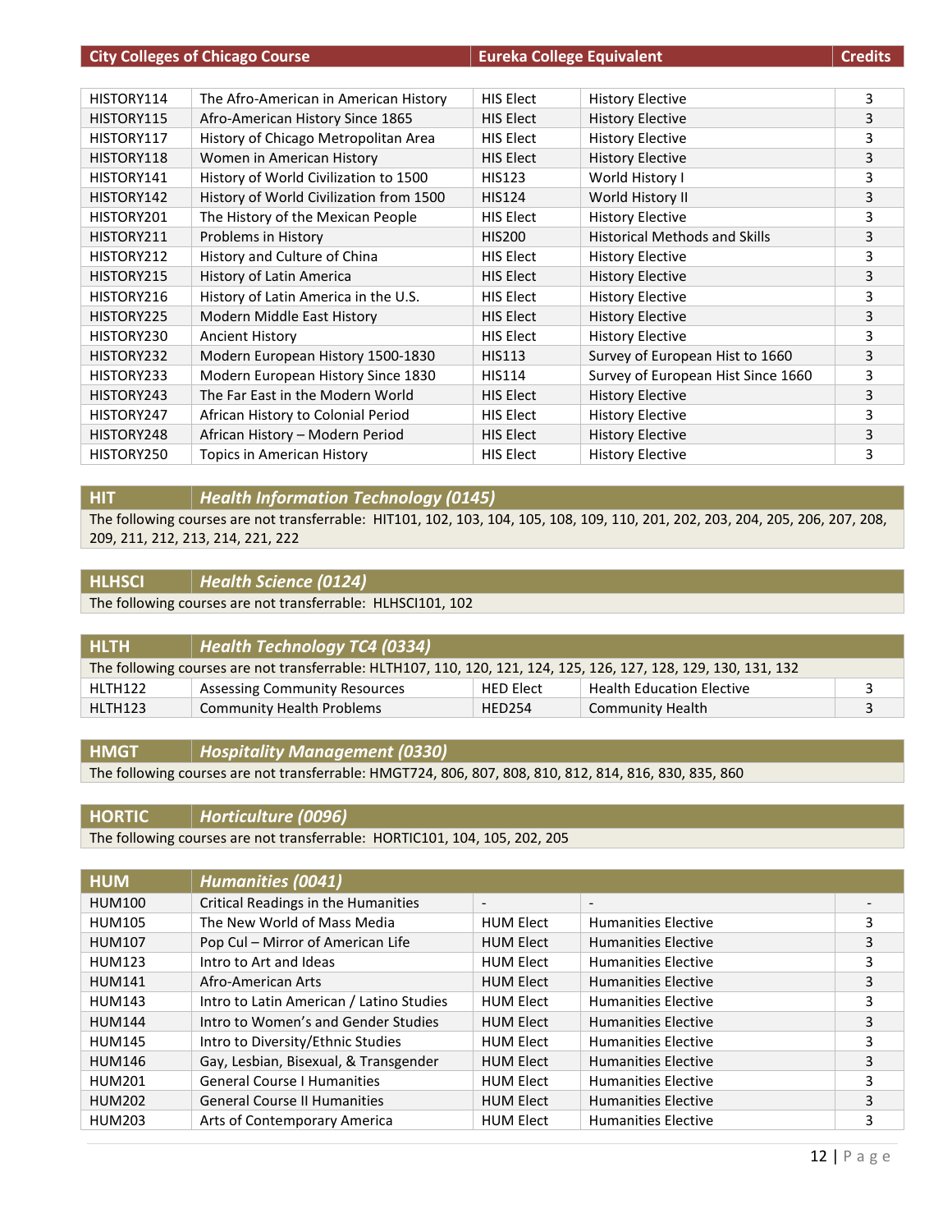| City Colleges of Chicago Course | | Eureka College Equivalent | | Credits |
|---|---|---|---|---|
| HISTORY114 | The Afro-American in American History | HIS Elect | History Elective | 3 |
| HISTORY115 | Afro-American History Since 1865 | HIS Elect | History Elective | 3 |
| HISTORY117 | History of Chicago Metropolitan Area | HIS Elect | History Elective | 3 |
| HISTORY118 | Women in American History | HIS Elect | History Elective | 3 |
| HISTORY141 | History of World Civilization to 1500 | HIS123 | World History I | 3 |
| HISTORY142 | History of World Civilization from 1500 | HIS124 | World History II | 3 |
| HISTORY201 | The History of the Mexican People | HIS Elect | History Elective | 3 |
| HISTORY211 | Problems in History | HIS200 | Historical Methods and Skills | 3 |
| HISTORY212 | History and Culture of China | HIS Elect | History Elective | 3 |
| HISTORY215 | History of Latin America | HIS Elect | History Elective | 3 |
| HISTORY216 | History of Latin America in the U.S. | HIS Elect | History Elective | 3 |
| HISTORY225 | Modern Middle East History | HIS Elect | History Elective | 3 |
| HISTORY230 | Ancient History | HIS Elect | History Elective | 3 |
| HISTORY232 | Modern European History 1500-1830 | HIS113 | Survey of European Hist to 1660 | 3 |
| HISTORY233 | Modern European History Since 1830 | HIS114 | Survey of European Hist Since 1660 | 3 |
| HISTORY243 | The Far East in the Modern World | HIS Elect | History Elective | 3 |
| HISTORY247 | African History to Colonial Period | HIS Elect | History Elective | 3 |
| HISTORY248 | African History – Modern Period | HIS Elect | History Elective | 3 |
| HISTORY250 | Topics in American History | HIS Elect | History Elective | 3 |

| HIT | *Health Information Technology (0145)* |
|---|---|

The following courses are not transferrable: HIT101, 102, 103, 104, 105, 108, 109, 110, 201, 202, 203, 204, 205, 206, 207, 208, 209, 211, 212, 213, 214, 221, 222

| HLHSCI | *Health Science (0124)* |
|---|---|

The following courses are not transferrable: HLHSCI101, 102

| HLTH | *Health Technology TC4 (0334)* | | | |
|---|---|---|---|---|
| The following courses are not transferrable: HLTH107, 110, 120, 121, 124, 125, 126, 127, 128, 129, 130, 131, 132 | | | | |
| HLTH122 | Assessing Community Resources | HED Elect | Health Education Elective | 3 |
| HLTH123 | Community Health Problems | HED254 | Community Health | 3 |

| HMGT | *Hospitality Management (0330)* |
|---|---|

The following courses are not transferrable: HMGT724, 806, 807, 808, 810, 812, 814, 816, 830, 835, 860

| HORTIC | *Horticulture (0096)* |
|---|---|

The following courses are not transferrable: HORTIC101, 104, 105, 202, 205

| HUM | *Humanities (0041)* | | | |
|---|---|---|---|---|
| HUM100 | Critical Readings in the Humanities | - | - | - |
| HUM105 | The New World of Mass Media | HUM Elect | Humanities Elective | 3 |
| HUM107 | Pop Cul – Mirror of American Life | HUM Elect | Humanities Elective | 3 |
| HUM123 | Intro to Art and Ideas | HUM Elect | Humanities Elective | 3 |
| HUM141 | Afro-American Arts | HUM Elect | Humanities Elective | 3 |
| HUM143 | Intro to Latin American / Latino Studies | HUM Elect | Humanities Elective | 3 |
| HUM144 | Intro to Women's and Gender Studies | HUM Elect | Humanities Elective | 3 |
| HUM145 | Intro to Diversity/Ethnic Studies | HUM Elect | Humanities Elective | 3 |
| HUM146 | Gay, Lesbian, Bisexual, & Transgender | HUM Elect | Humanities Elective | 3 |
| HUM201 | General Course I Humanities | HUM Elect | Humanities Elective | 3 |
| HUM202 | General Course II Humanities | HUM Elect | Humanities Elective | 3 |
| HUM203 | Arts of Contemporary America | HUM Elect | Humanities Elective | 3 |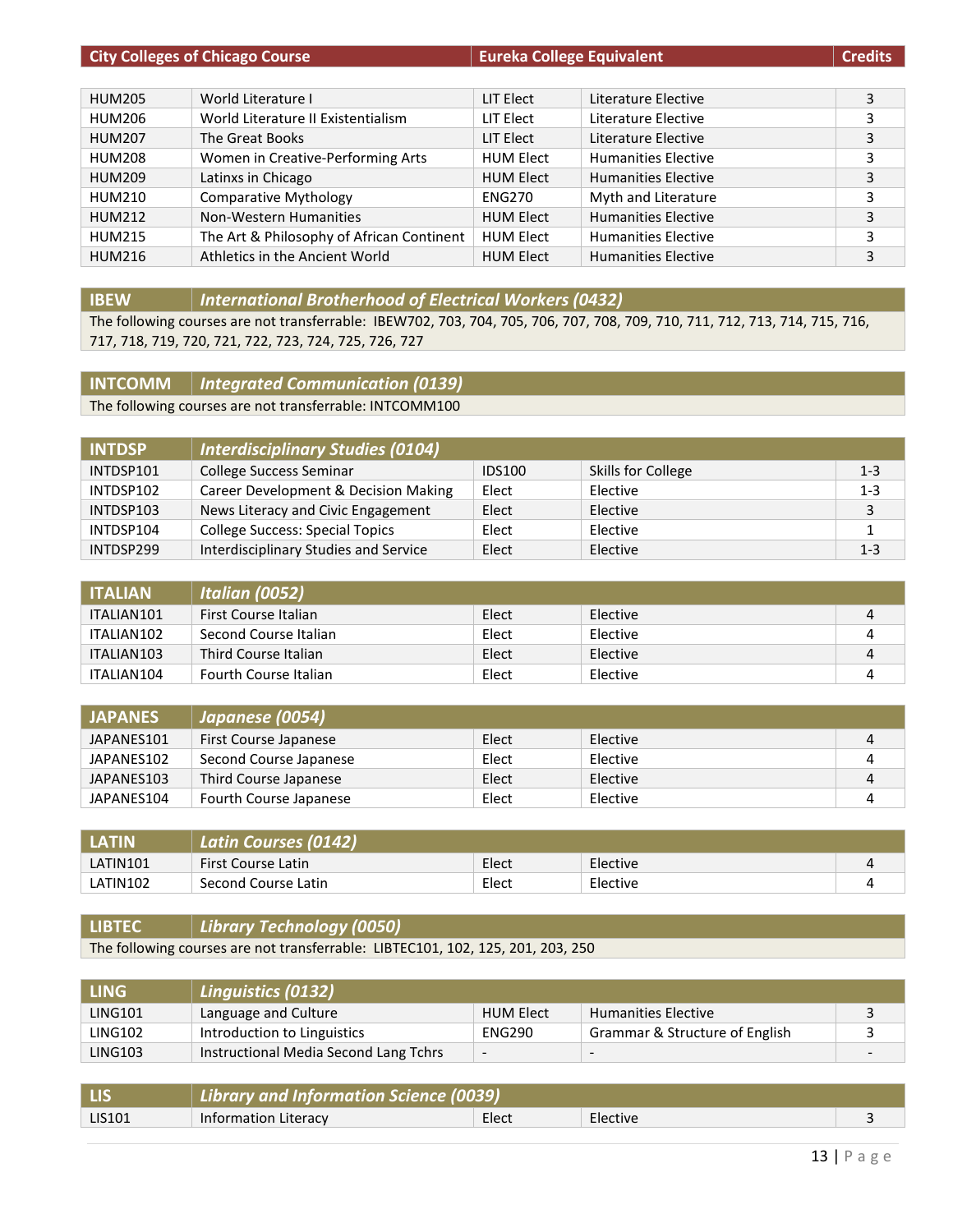| City Colleges of Chicago Course | | Eureka College Equivalent | | Credits |
|---|---|---|---|---|
| HUM205 | World Literature I | LIT Elect | Literature Elective | 3 |
| HUM206 | World Literature II Existentialism | LIT Elect | Literature Elective | 3 |
| HUM207 | The Great Books | LIT Elect | Literature Elective | 3 |
| HUM208 | Women in Creative-Performing Arts | HUM Elect | Humanities Elective | 3 |
| HUM209 | Latinxs in Chicago | HUM Elect | Humanities Elective | 3 |
| HUM210 | Comparative Mythology | ENG270 | Myth and Literature | 3 |
| HUM212 | Non-Western Humanities | HUM Elect | Humanities Elective | 3 |
| HUM215 | The Art & Philosophy of African Continent | HUM Elect | Humanities Elective | 3 |
| HUM216 | Athletics in the Ancient World | HUM Elect | Humanities Elective | 3 |

## IBEW — *International Brotherhood of Electrical Workers (0432)*

The following courses are not transferrable: IBEW702, 703, 704, 705, 706, 707, 708, 709, 710, 711, 712, 713, 714, 715, 716, 717, 718, 719, 720, 721, 722, 723, 724, 725, 726, 727

## INTCOMM — *Integrated Communication (0139)*

The following courses are not transferrable: INTCOMM100

## INTDSP — *Interdisciplinary Studies (0104)*

| Course | Title | Equivalent | Title | Credits |
|---|---|---|---|---|
| INTDSP101 | College Success Seminar | IDS100 | Skills for College | 1-3 |
| INTDSP102 | Career Development & Decision Making | Elect | Elective | 1-3 |
| INTDSP103 | News Literacy and Civic Engagement | Elect | Elective | 3 |
| INTDSP104 | College Success: Special Topics | Elect | Elective | 1 |
| INTDSP299 | Interdisciplinary Studies and Service | Elect | Elective | 1-3 |

## ITALIAN — *Italian (0052)*

| Course | Title | Equivalent | Title | Credits |
|---|---|---|---|---|
| ITALIAN101 | First Course Italian | Elect | Elective | 4 |
| ITALIAN102 | Second Course Italian | Elect | Elective | 4 |
| ITALIAN103 | Third Course Italian | Elect | Elective | 4 |
| ITALIAN104 | Fourth Course Italian | Elect | Elective | 4 |

## JAPANES — *Japanese (0054)*

| Course | Title | Equivalent | Title | Credits |
|---|---|---|---|---|
| JAPANES101 | First Course Japanese | Elect | Elective | 4 |
| JAPANES102 | Second Course Japanese | Elect | Elective | 4 |
| JAPANES103 | Third Course Japanese | Elect | Elective | 4 |
| JAPANES104 | Fourth Course Japanese | Elect | Elective | 4 |

## LATIN — *Latin Courses (0142)*

| Course | Title | Equivalent | Title | Credits |
|---|---|---|---|---|
| LATIN101 | First Course Latin | Elect | Elective | 4 |
| LATIN102 | Second Course Latin | Elect | Elective | 4 |

## LIBTEC — *Library Technology (0050)*

The following courses are not transferrable: LIBTEC101, 102, 125, 201, 203, 250

## LING — *Linguistics (0132)*

| Course | Title | Equivalent | Title | Credits |
|---|---|---|---|---|
| LING101 | Language and Culture | HUM Elect | Humanities Elective | 3 |
| LING102 | Introduction to Linguistics | ENG290 | Grammar & Structure of English | 3 |
| LING103 | Instructional Media Second Lang Tchrs | - | - | - |

## LIS — *Library and Information Science (0039)*

| Course | Title | Equivalent | Title | Credits |
|---|---|---|---|---|
| LIS101 | Information Literacy | Elect | Elective | 3 |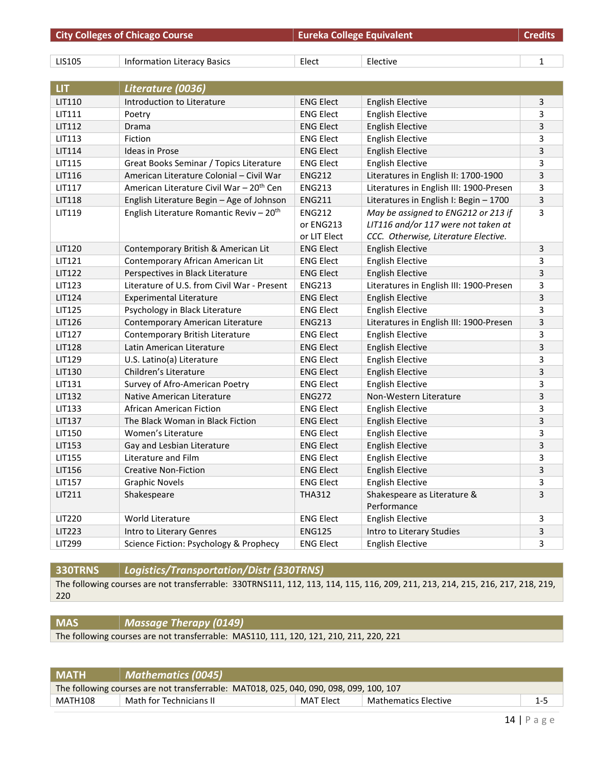| City Colleges of Chicago Course | | Eureka College Equivalent | | Credits |
|---|---|---|---|---|
| LIS105 | Information Literacy Basics | Elect | Elective | 1 |
| **LIT** | ***Literature (0036)*** | | | |
| LIT110 | Introduction to Literature | ENG Elect | English Elective | 3 |
| LIT111 | Poetry | ENG Elect | English Elective | 3 |
| LIT112 | Drama | ENG Elect | English Elective | 3 |
| LIT113 | Fiction | ENG Elect | English Elective | 3 |
| LIT114 | Ideas in Prose | ENG Elect | English Elective | 3 |
| LIT115 | Great Books Seminar / Topics Literature | ENG Elect | English Elective | 3 |
| LIT116 | American Literature Colonial – Civil War | ENG212 | Literatures in English II: 1700-1900 | 3 |
| LIT117 | American Literature Civil War – 20th Cen | ENG213 | Literatures in English III: 1900-Presen | 3 |
| LIT118 | English Literature Begin – Age of Johnson | ENG211 | Literatures in English I: Begin – 1700 | 3 |
| LIT119 | English Literature Romantic Reviv – 20th | ENG212 or ENG213 or LIT Elect | *May be assigned to ENG212 or 213 if LIT116 and/or 117 were not taken at CCC. Otherwise, Literature Elective.* | 3 |
| LIT120 | Contemporary British & American Lit | ENG Elect | English Elective | 3 |
| LIT121 | Contemporary African American Lit | ENG Elect | English Elective | 3 |
| LIT122 | Perspectives in Black Literature | ENG Elect | English Elective | 3 |
| LIT123 | Literature of U.S. from Civil War - Present | ENG213 | Literatures in English III: 1900-Presen | 3 |
| LIT124 | Experimental Literature | ENG Elect | English Elective | 3 |
| LIT125 | Psychology in Black Literature | ENG Elect | English Elective | 3 |
| LIT126 | Contemporary American Literature | ENG213 | Literatures in English III: 1900-Presen | 3 |
| LIT127 | Contemporary British Literature | ENG Elect | English Elective | 3 |
| LIT128 | Latin American Literature | ENG Elect | English Elective | 3 |
| LIT129 | U.S. Latino(a) Literature | ENG Elect | English Elective | 3 |
| LIT130 | Children's Literature | ENG Elect | English Elective | 3 |
| LIT131 | Survey of Afro-American Poetry | ENG Elect | English Elective | 3 |
| LIT132 | Native American Literature | ENG272 | Non-Western Literature | 3 |
| LIT133 | African American Fiction | ENG Elect | English Elective | 3 |
| LIT137 | The Black Woman in Black Fiction | ENG Elect | English Elective | 3 |
| LIT150 | Women's Literature | ENG Elect | English Elective | 3 |
| LIT153 | Gay and Lesbian Literature | ENG Elect | English Elective | 3 |
| LIT155 | Literature and Film | ENG Elect | English Elective | 3 |
| LIT156 | Creative Non-Fiction | ENG Elect | English Elective | 3 |
| LIT157 | Graphic Novels | ENG Elect | English Elective | 3 |
| LIT211 | Shakespeare | THA312 | Shakespeare as Literature & Performance | 3 |
| LIT220 | World Literature | ENG Elect | English Elective | 3 |
| LIT223 | Intro to Literary Genres | ENG125 | Intro to Literary Studies | 3 |
| LIT299 | Science Fiction: Psychology & Prophecy | ENG Elect | English Elective | 3 |
| **330TRNS** | ***Logistics/Transportation/Distr (330TRNS)*** | | | |
| The following courses are not transferrable: 330TRNS111, 112, 113, 114, 115, 116, 209, 211, 213, 214, 215, 216, 217, 218, 219, 220 | | | | |
| **MAS** | ***Massage Therapy (0149)*** | | | |
| The following courses are not transferrable: MAS110, 111, 120, 121, 210, 211, 220, 221 | | | | |
| **MATH** | ***Mathematics (0045)*** | | | |
| The following courses are not transferrable: MAT018, 025, 040, 090, 098, 099, 100, 107 | | | | |
| MATH108 | Math for Technicians II | MAT Elect | Mathematics Elective | 1-5 |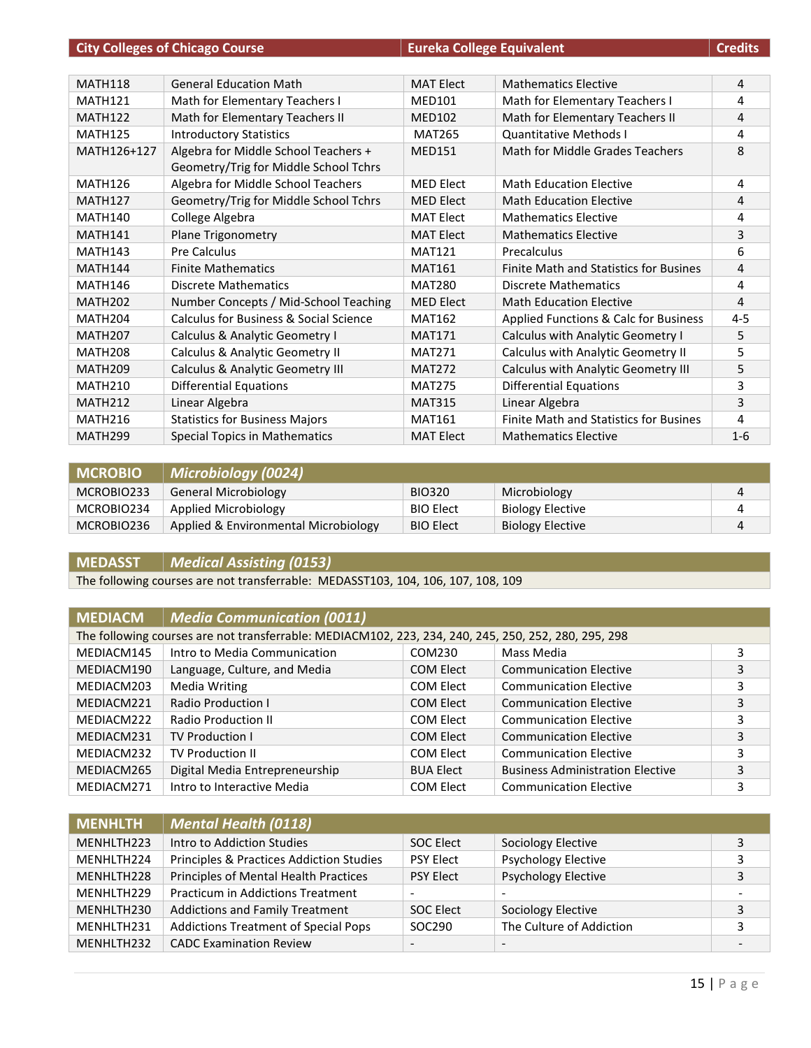| City Colleges of Chicago Course | | Eureka College Equivalent | | Credits |
|---|---|---|---|---|
| MATH118 | General Education Math | MAT Elect | Mathematics Elective | 4 |
| MATH121 | Math for Elementary Teachers I | MED101 | Math for Elementary Teachers I | 4 |
| MATH122 | Math for Elementary Teachers II | MED102 | Math for Elementary Teachers II | 4 |
| MATH125 | Introductory Statistics | MAT265 | Quantitative Methods I | 4 |
| MATH126+127 | Algebra for Middle School Teachers + Geometry/Trig for Middle School Tchrs | MED151 | Math for Middle Grades Teachers | 8 |
| MATH126 | Algebra for Middle School Teachers | MED Elect | Math Education Elective | 4 |
| MATH127 | Geometry/Trig for Middle School Tchrs | MED Elect | Math Education Elective | 4 |
| MATH140 | College Algebra | MAT Elect | Mathematics Elective | 4 |
| MATH141 | Plane Trigonometry | MAT Elect | Mathematics Elective | 3 |
| MATH143 | Pre Calculus | MAT121 | Precalculus | 6 |
| MATH144 | Finite Mathematics | MAT161 | Finite Math and Statistics for Busines | 4 |
| MATH146 | Discrete Mathematics | MAT280 | Discrete Mathematics | 4 |
| MATH202 | Number Concepts / Mid-School Teaching | MED Elect | Math Education Elective | 4 |
| MATH204 | Calculus for Business & Social Science | MAT162 | Applied Functions & Calc for Business | 4-5 |
| MATH207 | Calculus & Analytic Geometry I | MAT171 | Calculus with Analytic Geometry I | 5 |
| MATH208 | Calculus & Analytic Geometry II | MAT271 | Calculus with Analytic Geometry II | 5 |
| MATH209 | Calculus & Analytic Geometry III | MAT272 | Calculus with Analytic Geometry III | 5 |
| MATH210 | Differential Equations | MAT275 | Differential Equations | 3 |
| MATH212 | Linear Algebra | MAT315 | Linear Algebra | 3 |
| MATH216 | Statistics for Business Majors | MAT161 | Finite Math and Statistics for Busines | 4 |
| MATH299 | Special Topics in Mathematics | MAT Elect | Mathematics Elective | 1-6 |

| MCROBIO | *Microbiology (0024)* | | | |
|---|---|---|---|---|
| MCROBIO233 | General Microbiology | BIO320 | Microbiology | 4 |
| MCROBIO234 | Applied Microbiology | BIO Elect | Biology Elective | 4 |
| MCROBIO236 | Applied & Environmental Microbiology | BIO Elect | Biology Elective | 4 |

| MEDASST | *Medical Assisting (0153)* |
|---|---|
| The following courses are not transferrable: MEDASST103, 104, 106, 107, 108, 109 | |

| MEDIACM | *Media Communication (0011)* | | | |
|---|---|---|---|---|
| The following courses are not transferrable: MEDIACM102, 223, 234, 240, 245, 250, 252, 280, 295, 298 | | | | |
| MEDIACM145 | Intro to Media Communication | COM230 | Mass Media | 3 |
| MEDIACM190 | Language, Culture, and Media | COM Elect | Communication Elective | 3 |
| MEDIACM203 | Media Writing | COM Elect | Communication Elective | 3 |
| MEDIACM221 | Radio Production I | COM Elect | Communication Elective | 3 |
| MEDIACM222 | Radio Production II | COM Elect | Communication Elective | 3 |
| MEDIACM231 | TV Production I | COM Elect | Communication Elective | 3 |
| MEDIACM232 | TV Production II | COM Elect | Communication Elective | 3 |
| MEDIACM265 | Digital Media Entrepreneurship | BUA Elect | Business Administration Elective | 3 |
| MEDIACM271 | Intro to Interactive Media | COM Elect | Communication Elective | 3 |

| MENHLTH | *Mental Health (0118)* | | | |
|---|---|---|---|---|
| MENHLTH223 | Intro to Addiction Studies | SOC Elect | Sociology Elective | 3 |
| MENHLTH224 | Principles & Practices Addiction Studies | PSY Elect | Psychology Elective | 3 |
| MENHLTH228 | Principles of Mental Health Practices | PSY Elect | Psychology Elective | 3 |
| MENHLTH229 | Practicum in Addictions Treatment | - | - | - |
| MENHLTH230 | Addictions and Family Treatment | SOC Elect | Sociology Elective | 3 |
| MENHLTH231 | Addictions Treatment of Special Pops | SOC290 | The Culture of Addiction | 3 |
| MENHLTH232 | CADC Examination Review | - | - | - |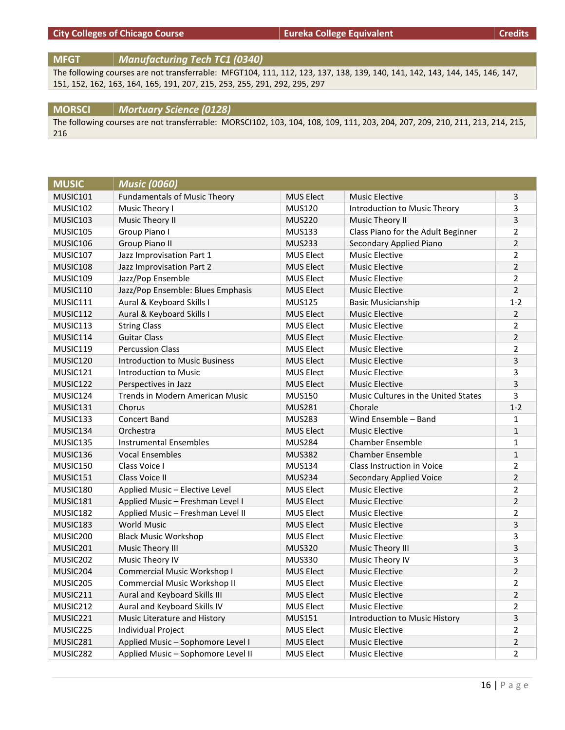| City Colleges of Chicago Course | | Eureka College Equivalent | | Credits |
|---|---|---|---|---|

| MFGT | *Manufacturing Tech TC1 (0340)* |
|---|---|

The following courses are not transferrable: MFGT104, 111, 112, 123, 137, 138, 139, 140, 141, 142, 143, 144, 145, 146, 147, 151, 152, 162, 163, 164, 165, 191, 207, 215, 253, 255, 291, 292, 295, 297

| MORSCI | *Mortuary Science (0128)* |
|---|---|

The following courses are not transferrable: MORSCI102, 103, 104, 108, 109, 111, 203, 204, 207, 209, 210, 211, 213, 214, 215, 216

| MUSIC | *Music (0060)* | | | |
|---|---|---|---|---|
| MUSIC101 | Fundamentals of Music Theory | MUS Elect | Music Elective | 3 |
| MUSIC102 | Music Theory I | MUS120 | Introduction to Music Theory | 3 |
| MUSIC103 | Music Theory II | MUS220 | Music Theory II | 3 |
| MUSIC105 | Group Piano I | MUS133 | Class Piano for the Adult Beginner | 2 |
| MUSIC106 | Group Piano II | MUS233 | Secondary Applied Piano | 2 |
| MUSIC107 | Jazz Improvisation Part 1 | MUS Elect | Music Elective | 2 |
| MUSIC108 | Jazz Improvisation Part 2 | MUS Elect | Music Elective | 2 |
| MUSIC109 | Jazz/Pop Ensemble | MUS Elect | Music Elective | 2 |
| MUSIC110 | Jazz/Pop Ensemble: Blues Emphasis | MUS Elect | Music Elective | 2 |
| MUSIC111 | Aural & Keyboard Skills I | MUS125 | Basic Musicianship | 1-2 |
| MUSIC112 | Aural & Keyboard Skills I | MUS Elect | Music Elective | 2 |
| MUSIC113 | String Class | MUS Elect | Music Elective | 2 |
| MUSIC114 | Guitar Class | MUS Elect | Music Elective | 2 |
| MUSIC119 | Percussion Class | MUS Elect | Music Elective | 2 |
| MUSIC120 | Introduction to Music Business | MUS Elect | Music Elective | 3 |
| MUSIC121 | Introduction to Music | MUS Elect | Music Elective | 3 |
| MUSIC122 | Perspectives in Jazz | MUS Elect | Music Elective | 3 |
| MUSIC124 | Trends in Modern American Music | MUS150 | Music Cultures in the United States | 3 |
| MUSIC131 | Chorus | MUS281 | Chorale | 1-2 |
| MUSIC133 | Concert Band | MUS283 | Wind Ensemble – Band | 1 |
| MUSIC134 | Orchestra | MUS Elect | Music Elective | 1 |
| MUSIC135 | Instrumental Ensembles | MUS284 | Chamber Ensemble | 1 |
| MUSIC136 | Vocal Ensembles | MUS382 | Chamber Ensemble | 1 |
| MUSIC150 | Class Voice I | MUS134 | Class Instruction in Voice | 2 |
| MUSIC151 | Class Voice II | MUS234 | Secondary Applied Voice | 2 |
| MUSIC180 | Applied Music – Elective Level | MUS Elect | Music Elective | 2 |
| MUSIC181 | Applied Music – Freshman Level I | MUS Elect | Music Elective | 2 |
| MUSIC182 | Applied Music – Freshman Level II | MUS Elect | Music Elective | 2 |
| MUSIC183 | World Music | MUS Elect | Music Elective | 3 |
| MUSIC200 | Black Music Workshop | MUS Elect | Music Elective | 3 |
| MUSIC201 | Music Theory III | MUS320 | Music Theory III | 3 |
| MUSIC202 | Music Theory IV | MUS330 | Music Theory IV | 3 |
| MUSIC204 | Commercial Music Workshop I | MUS Elect | Music Elective | 2 |
| MUSIC205 | Commercial Music Workshop II | MUS Elect | Music Elective | 2 |
| MUSIC211 | Aural and Keyboard Skills III | MUS Elect | Music Elective | 2 |
| MUSIC212 | Aural and Keyboard Skills IV | MUS Elect | Music Elective | 2 |
| MUSIC221 | Music Literature and History | MUS151 | Introduction to Music History | 3 |
| MUSIC225 | Individual Project | MUS Elect | Music Elective | 2 |
| MUSIC281 | Applied Music – Sophomore Level I | MUS Elect | Music Elective | 2 |
| MUSIC282 | Applied Music – Sophomore Level II | MUS Elect | Music Elective | 2 |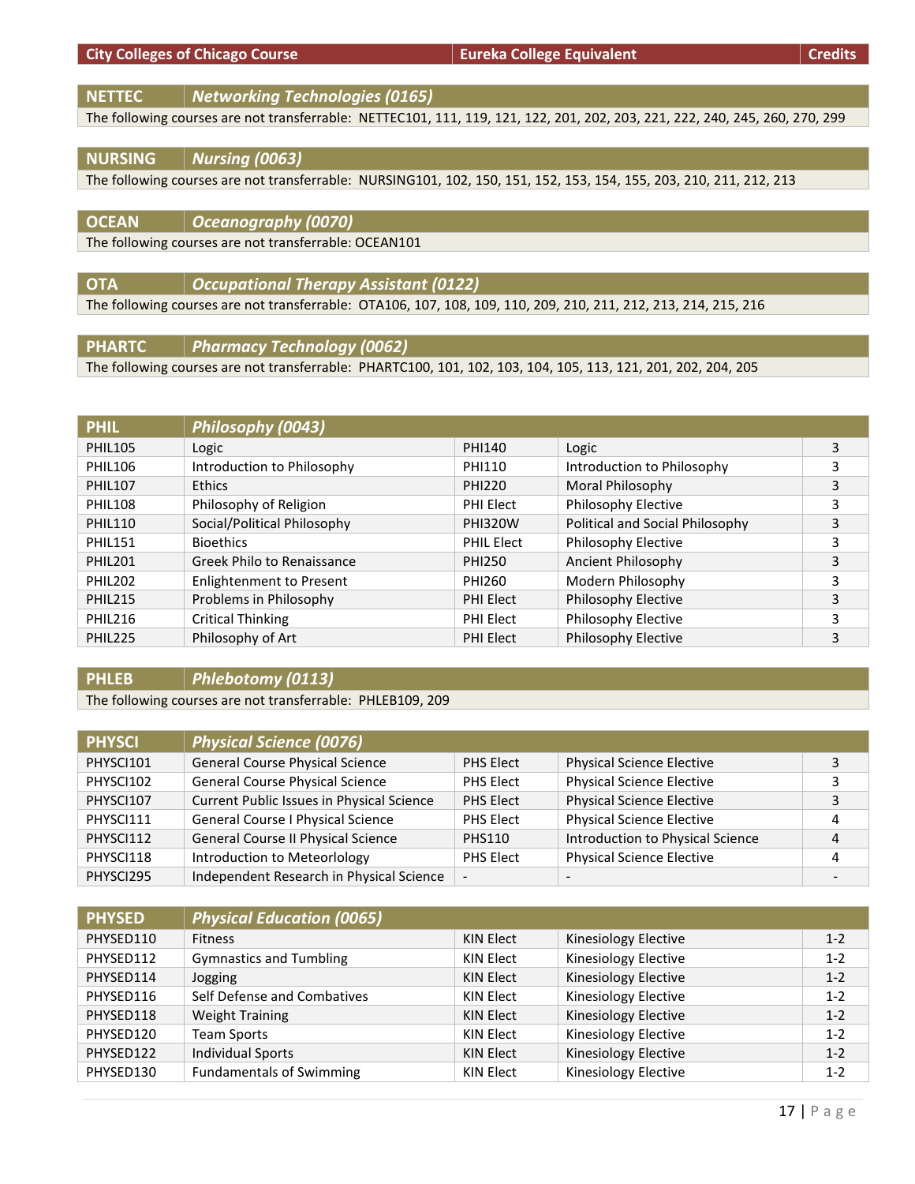| City Colleges of Chicago Course | | Eureka College Equivalent | | Credits |
|---|---|---|---|---|

| NETTEC | Networking Technologies (0165) |
|---|---|
| The following courses are not transferrable: NETTEC101, 111, 119, 121, 122, 201, 202, 203, 221, 222, 240, 245, 260, 270, 299 | |

| NURSING | Nursing (0063) |
|---|---|
| The following courses are not transferrable: NURSING101, 102, 150, 151, 152, 153, 154, 155, 203, 210, 211, 212, 213 | |

| OCEAN | Oceanography (0070) |
|---|---|
| The following courses are not transferrable: OCEAN101 | |

| OTA | Occupational Therapy Assistant (0122) |
|---|---|
| The following courses are not transferrable: OTA106, 107, 108, 109, 110, 209, 210, 211, 212, 213, 214, 215, 216 | |

| PHARTC | Pharmacy Technology (0062) |
|---|---|
| The following courses are not transferrable: PHARTC100, 101, 102, 103, 104, 105, 113, 121, 201, 202, 204, 205 | |

| PHIL | Philosophy (0043) | | | |
|---|---|---|---|---|
| PHIL105 | Logic | PHI140 | Logic | 3 |
| PHIL106 | Introduction to Philosophy | PHI110 | Introduction to Philosophy | 3 |
| PHIL107 | Ethics | PHI220 | Moral Philosophy | 3 |
| PHIL108 | Philosophy of Religion | PHI Elect | Philosophy Elective | 3 |
| PHIL110 | Social/Political Philosophy | PHI320W | Political and Social Philosophy | 3 |
| PHIL151 | Bioethics | PHIL Elect | Philosophy Elective | 3 |
| PHIL201 | Greek Philo to Renaissance | PHI250 | Ancient Philosophy | 3 |
| PHIL202 | Enlightenment to Present | PHI260 | Modern Philosophy | 3 |
| PHIL215 | Problems in Philosophy | PHI Elect | Philosophy Elective | 3 |
| PHIL216 | Critical Thinking | PHI Elect | Philosophy Elective | 3 |
| PHIL225 | Philosophy of Art | PHI Elect | Philosophy Elective | 3 |

| PHLEB | Phlebotomy (0113) |
|---|---|
| The following courses are not transferrable: PHLEB109, 209 | |

| PHYSCI | Physical Science (0076) | | | |
|---|---|---|---|---|
| PHYSCI101 | General Course Physical Science | PHS Elect | Physical Science Elective | 3 |
| PHYSCI102 | General Course Physical Science | PHS Elect | Physical Science Elective | 3 |
| PHYSCI107 | Current Public Issues in Physical Science | PHS Elect | Physical Science Elective | 3 |
| PHYSCI111 | General Course I Physical Science | PHS Elect | Physical Science Elective | 4 |
| PHYSCI112 | General Course II Physical Science | PHS110 | Introduction to Physical Science | 4 |
| PHYSCI118 | Introduction to Meteorlology | PHS Elect | Physical Science Elective | 4 |
| PHYSCI295 | Independent Research in Physical Science | - | - | - |

| PHYSED | Physical Education (0065) | | | |
|---|---|---|---|---|
| PHYSED110 | Fitness | KIN Elect | Kinesiology Elective | 1-2 |
| PHYSED112 | Gymnastics and Tumbling | KIN Elect | Kinesiology Elective | 1-2 |
| PHYSED114 | Jogging | KIN Elect | Kinesiology Elective | 1-2 |
| PHYSED116 | Self Defense and Combatives | KIN Elect | Kinesiology Elective | 1-2 |
| PHYSED118 | Weight Training | KIN Elect | Kinesiology Elective | 1-2 |
| PHYSED120 | Team Sports | KIN Elect | Kinesiology Elective | 1-2 |
| PHYSED122 | Individual Sports | KIN Elect | Kinesiology Elective | 1-2 |
| PHYSED130 | Fundamentals of Swimming | KIN Elect | Kinesiology Elective | 1-2 |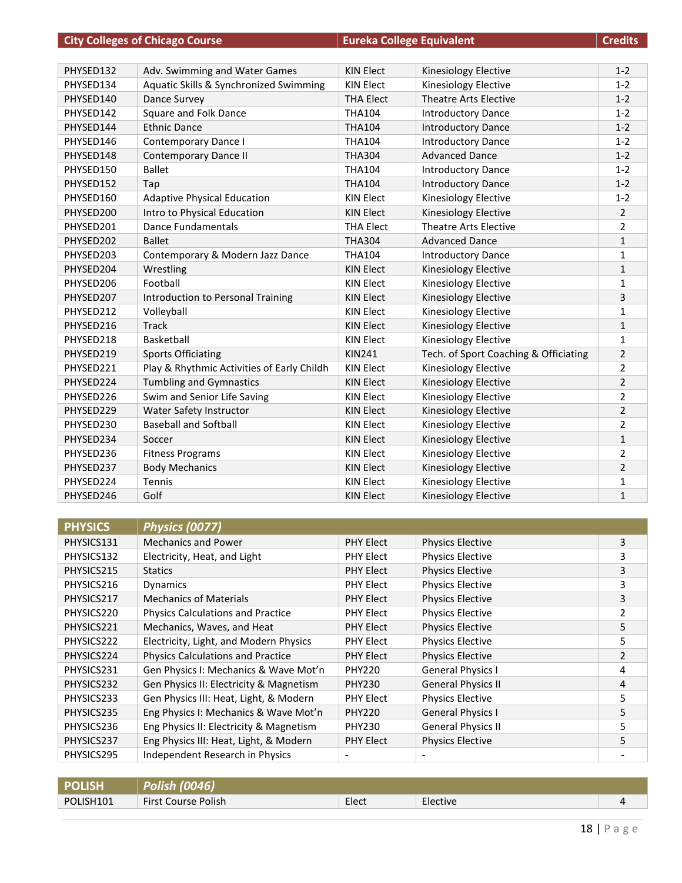| City Colleges of Chicago Course | | Eureka College Equivalent | | Credits |
|---|---|---|---|---|
| PHYSED132 | Adv. Swimming and Water Games | KIN Elect | Kinesiology Elective | 1-2 |
| PHYSED134 | Aquatic Skills & Synchronized Swimming | KIN Elect | Kinesiology Elective | 1-2 |
| PHYSED140 | Dance Survey | THA Elect | Theatre Arts Elective | 1-2 |
| PHYSED142 | Square and Folk Dance | THA104 | Introductory Dance | 1-2 |
| PHYSED144 | Ethnic Dance | THA104 | Introductory Dance | 1-2 |
| PHYSED146 | Contemporary Dance I | THA104 | Introductory Dance | 1-2 |
| PHYSED148 | Contemporary Dance II | THA304 | Advanced Dance | 1-2 |
| PHYSED150 | Ballet | THA104 | Introductory Dance | 1-2 |
| PHYSED152 | Tap | THA104 | Introductory Dance | 1-2 |
| PHYSED160 | Adaptive Physical Education | KIN Elect | Kinesiology Elective | 1-2 |
| PHYSED200 | Intro to Physical Education | KIN Elect | Kinesiology Elective | 2 |
| PHYSED201 | Dance Fundamentals | THA Elect | Theatre Arts Elective | 2 |
| PHYSED202 | Ballet | THA304 | Advanced Dance | 1 |
| PHYSED203 | Contemporary & Modern Jazz Dance | THA104 | Introductory Dance | 1 |
| PHYSED204 | Wrestling | KIN Elect | Kinesiology Elective | 1 |
| PHYSED206 | Football | KIN Elect | Kinesiology Elective | 1 |
| PHYSED207 | Introduction to Personal Training | KIN Elect | Kinesiology Elective | 3 |
| PHYSED212 | Volleyball | KIN Elect | Kinesiology Elective | 1 |
| PHYSED216 | Track | KIN Elect | Kinesiology Elective | 1 |
| PHYSED218 | Basketball | KIN Elect | Kinesiology Elective | 1 |
| PHYSED219 | Sports Officiating | KIN241 | Tech. of Sport Coaching & Officiating | 2 |
| PHYSED221 | Play & Rhythmic Activities of Early Childh | KIN Elect | Kinesiology Elective | 2 |
| PHYSED224 | Tumbling and Gymnastics | KIN Elect | Kinesiology Elective | 2 |
| PHYSED226 | Swim and Senior Life Saving | KIN Elect | Kinesiology Elective | 2 |
| PHYSED229 | Water Safety Instructor | KIN Elect | Kinesiology Elective | 2 |
| PHYSED230 | Baseball and Softball | KIN Elect | Kinesiology Elective | 2 |
| PHYSED234 | Soccer | KIN Elect | Kinesiology Elective | 1 |
| PHYSED236 | Fitness Programs | KIN Elect | Kinesiology Elective | 2 |
| PHYSED237 | Body Mechanics | KIN Elect | Kinesiology Elective | 2 |
| PHYSED224 | Tennis | KIN Elect | Kinesiology Elective | 1 |
| PHYSED246 | Golf | KIN Elect | Kinesiology Elective | 1 |

| PHYSICS | *Physics (0077)* | | | |
|---|---|---|---|---|
| PHYSICS131 | Mechanics and Power | PHY Elect | Physics Elective | 3 |
| PHYSICS132 | Electricity, Heat, and Light | PHY Elect | Physics Elective | 3 |
| PHYSICS215 | Statics | PHY Elect | Physics Elective | 3 |
| PHYSICS216 | Dynamics | PHY Elect | Physics Elective | 3 |
| PHYSICS217 | Mechanics of Materials | PHY Elect | Physics Elective | 3 |
| PHYSICS220 | Physics Calculations and Practice | PHY Elect | Physics Elective | 2 |
| PHYSICS221 | Mechanics, Waves, and Heat | PHY Elect | Physics Elective | 5 |
| PHYSICS222 | Electricity, Light, and Modern Physics | PHY Elect | Physics Elective | 5 |
| PHYSICS224 | Physics Calculations and Practice | PHY Elect | Physics Elective | 2 |
| PHYSICS231 | Gen Physics I: Mechanics & Wave Mot'n | PHY220 | General Physics I | 4 |
| PHYSICS232 | Gen Physics II: Electricity & Magnetism | PHY230 | General Physics II | 4 |
| PHYSICS233 | Gen Physics III: Heat, Light, & Modern | PHY Elect | Physics Elective | 5 |
| PHYSICS235 | Eng Physics I: Mechanics & Wave Mot'n | PHY220 | General Physics I | 5 |
| PHYSICS236 | Eng Physics II: Electricity & Magnetism | PHY230 | General Physics II | 5 |
| PHYSICS237 | Eng Physics III: Heat, Light, & Modern | PHY Elect | Physics Elective | 5 |
| PHYSICS295 | Independent Research in Physics | - | - | - |

| POLISH | *Polish (0046)* | | | |
|---|---|---|---|---|
| POLISH101 | First Course Polish | Elect | Elective | 4 |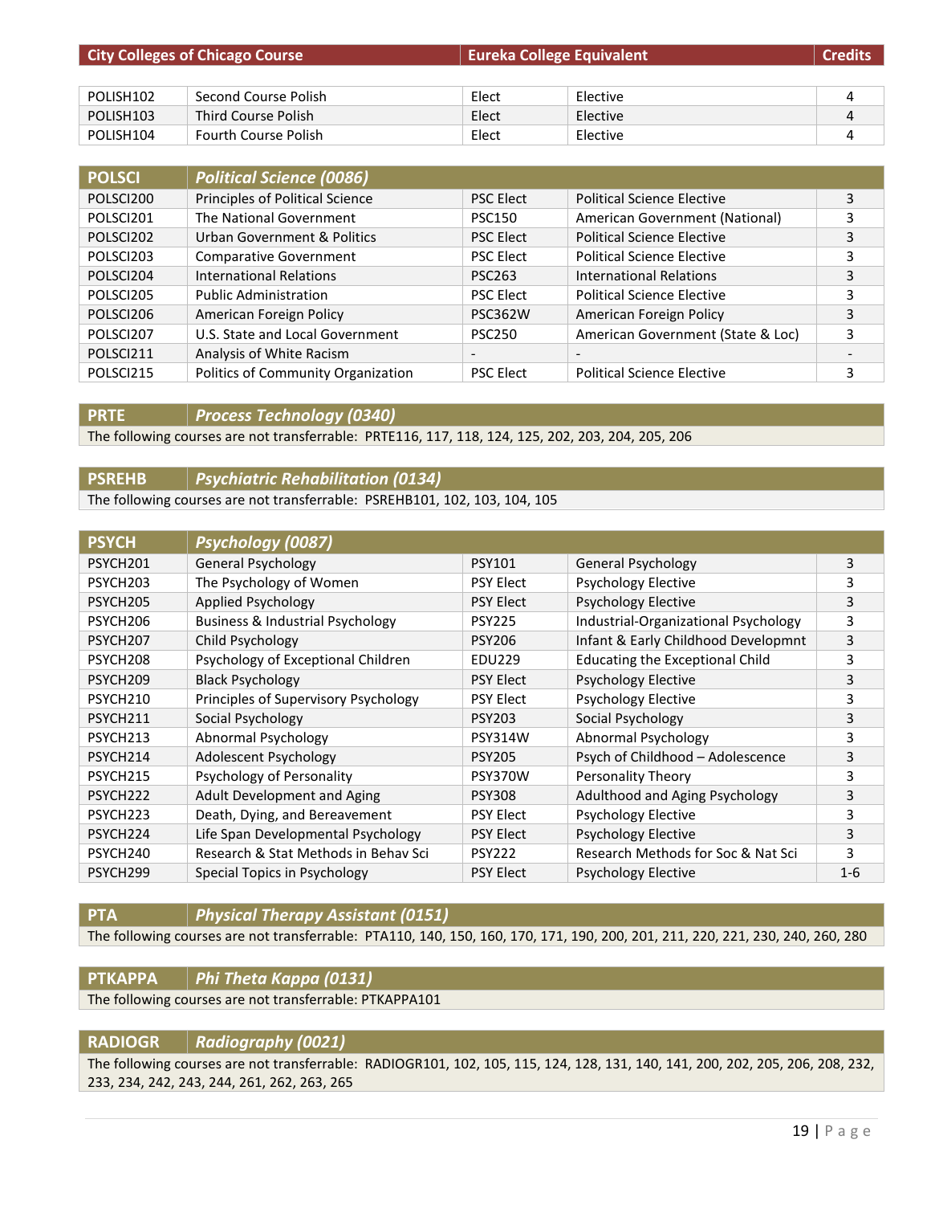| City Colleges of Chicago Course | | Eureka College Equivalent | | Credits |
|---|---|---|---|---|
| POLISH102 | Second Course Polish | Elect | Elective | 4 |
| POLISH103 | Third Course Polish | Elect | Elective | 4 |
| POLISH104 | Fourth Course Polish | Elect | Elective | 4 |

| POLSCI | *Political Science (0086)* | | | |
|---|---|---|---|---|
| POLSCI200 | Principles of Political Science | PSC Elect | Political Science Elective | 3 |
| POLSCI201 | The National Government | PSC150 | American Government (National) | 3 |
| POLSCI202 | Urban Government & Politics | PSC Elect | Political Science Elective | 3 |
| POLSCI203 | Comparative Government | PSC Elect | Political Science Elective | 3 |
| POLSCI204 | International Relations | PSC263 | International Relations | 3 |
| POLSCI205 | Public Administration | PSC Elect | Political Science Elective | 3 |
| POLSCI206 | American Foreign Policy | PSC362W | American Foreign Policy | 3 |
| POLSCI207 | U.S. State and Local Government | PSC250 | American Government (State & Loc) | 3 |
| POLSCI211 | Analysis of White Racism | - | - | - |
| POLSCI215 | Politics of Community Organization | PSC Elect | Political Science Elective | 3 |

| PRTE | *Process Technology (0340)* |
|---|---|
| The following courses are not transferrable: PRTE116, 117, 118, 124, 125, 202, 203, 204, 205, 206 | |

| PSREHB | *Psychiatric Rehabilitation (0134)* |
|---|---|
| The following courses are not transferrable: PSREHB101, 102, 103, 104, 105 | |

| PSYCH | *Psychology (0087)* | | | |
|---|---|---|---|---|
| PSYCH201 | General Psychology | PSY101 | General Psychology | 3 |
| PSYCH203 | The Psychology of Women | PSY Elect | Psychology Elective | 3 |
| PSYCH205 | Applied Psychology | PSY Elect | Psychology Elective | 3 |
| PSYCH206 | Business & Industrial Psychology | PSY225 | Industrial-Organizational Psychology | 3 |
| PSYCH207 | Child Psychology | PSY206 | Infant & Early Childhood Developmnt | 3 |
| PSYCH208 | Psychology of Exceptional Children | EDU229 | Educating the Exceptional Child | 3 |
| PSYCH209 | Black Psychology | PSY Elect | Psychology Elective | 3 |
| PSYCH210 | Principles of Supervisory Psychology | PSY Elect | Psychology Elective | 3 |
| PSYCH211 | Social Psychology | PSY203 | Social Psychology | 3 |
| PSYCH213 | Abnormal Psychology | PSY314W | Abnormal Psychology | 3 |
| PSYCH214 | Adolescent Psychology | PSY205 | Psych of Childhood – Adolescence | 3 |
| PSYCH215 | Psychology of Personality | PSY370W | Personality Theory | 3 |
| PSYCH222 | Adult Development and Aging | PSY308 | Adulthood and Aging Psychology | 3 |
| PSYCH223 | Death, Dying, and Bereavement | PSY Elect | Psychology Elective | 3 |
| PSYCH224 | Life Span Developmental Psychology | PSY Elect | Psychology Elective | 3 |
| PSYCH240 | Research & Stat Methods in Behav Sci | PSY222 | Research Methods for Soc & Nat Sci | 3 |
| PSYCH299 | Special Topics in Psychology | PSY Elect | Psychology Elective | 1-6 |

| PTA | *Physical Therapy Assistant (0151)* |
|---|---|
| The following courses are not transferrable: PTA110, 140, 150, 160, 170, 171, 190, 200, 201, 211, 220, 221, 230, 240, 260, 280 | |

| PTKAPPA | *Phi Theta Kappa (0131)* |
|---|---|
| The following courses are not transferrable: PTKAPPA101 | |

| RADIOGR | *Radiography (0021)* |
|---|---|
| The following courses are not transferrable: RADIOGR101, 102, 105, 115, 124, 128, 131, 140, 141, 200, 202, 205, 206, 208, 232, 233, 234, 242, 243, 244, 261, 262, 263, 265 | |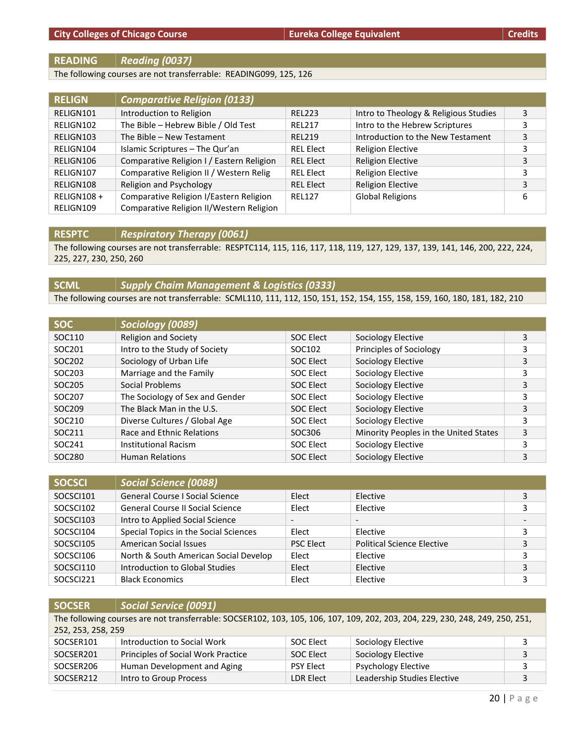| City Colleges of Chicago Course | | Eureka College Equivalent | | Credits |
|---|---|---|---|---|
| **READING** | ***Reading (0037)*** | | | |
| The following courses are not transferrable: READING099, 125, 126 | | | | |
| **RELIGN** | ***Comparative Religion (0133)*** | | | |
| RELIGN101 | Introduction to Religion | REL223 | Intro to Theology & Religious Studies | 3 |
| RELIGN102 | The Bible – Hebrew Bible / Old Test | REL217 | Intro to the Hebrew Scriptures | 3 |
| RELIGN103 | The Bible – New Testament | REL219 | Introduction to the New Testament | 3 |
| RELIGN104 | Islamic Scriptures – The Qur'an | REL Elect | Religion Elective | 3 |
| RELIGN106 | Comparative Religion I / Eastern Religion | REL Elect | Religion Elective | 3 |
| RELIGN107 | Comparative Religion II / Western Relig | REL Elect | Religion Elective | 3 |
| RELIGN108 | Religion and Psychology | REL Elect | Religion Elective | 3 |
| RELIGN108 + RELIGN109 | Comparative Religion I/Eastern Religion Comparative Religion II/Western Religion | REL127 | Global Religions | 6 |
| **RESPTC** | ***Respiratory Therapy (0061)*** | | | |
| The following courses are not transferrable: RESPTC114, 115, 116, 117, 118, 119, 127, 129, 137, 139, 141, 146, 200, 222, 224, 225, 227, 230, 250, 260 | | | | |
| **SCML** | ***Supply Chaim Management & Logistics (0333)*** | | | |
| The following courses are not transferrable: SCML110, 111, 112, 150, 151, 152, 154, 155, 158, 159, 160, 180, 181, 182, 210 | | | | |
| **SOC** | ***Sociology (0089)*** | | | |
| SOC110 | Religion and Society | SOC Elect | Sociology Elective | 3 |
| SOC201 | Intro to the Study of Society | SOC102 | Principles of Sociology | 3 |
| SOC202 | Sociology of Urban Life | SOC Elect | Sociology Elective | 3 |
| SOC203 | Marriage and the Family | SOC Elect | Sociology Elective | 3 |
| SOC205 | Social Problems | SOC Elect | Sociology Elective | 3 |
| SOC207 | The Sociology of Sex and Gender | SOC Elect | Sociology Elective | 3 |
| SOC209 | The Black Man in the U.S. | SOC Elect | Sociology Elective | 3 |
| SOC210 | Diverse Cultures / Global Age | SOC Elect | Sociology Elective | 3 |
| SOC211 | Race and Ethnic Relations | SOC306 | Minority Peoples in the United States | 3 |
| SOC241 | Institutional Racism | SOC Elect | Sociology Elective | 3 |
| SOC280 | Human Relations | SOC Elect | Sociology Elective | 3 |
| **SOCSCI** | ***Social Science (0088)*** | | | |
| SOCSCI101 | General Course I Social Science | Elect | Elective | 3 |
| SOCSCI102 | General Course II Social Science | Elect | Elective | 3 |
| SOCSCI103 | Intro to Applied Social Science | - | - | - |
| SOCSCI104 | Special Topics in the Social Sciences | Elect | Elective | 3 |
| SOCSCI105 | American Social Issues | PSC Elect | Political Science Elective | 3 |
| SOCSCI106 | North & South American Social Develop | Elect | Elective | 3 |
| SOCSCI110 | Introduction to Global Studies | Elect | Elective | 3 |
| SOCSCI221 | Black Economics | Elect | Elective | 3 |
| **SOCSER** | ***Social Service (0091)*** | | | |
| The following courses are not transferrable: SOCSER102, 103, 105, 106, 107, 109, 202, 203, 204, 229, 230, 248, 249, 250, 251, 252, 253, 258, 259 | | | | |
| SOCSER101 | Introduction to Social Work | SOC Elect | Sociology Elective | 3 |
| SOCSER201 | Principles of Social Work Practice | SOC Elect | Sociology Elective | 3 |
| SOCSER206 | Human Development and Aging | PSY Elect | Psychology Elective | 3 |
| SOCSER212 | Intro to Group Process | LDR Elect | Leadership Studies Elective | 3 |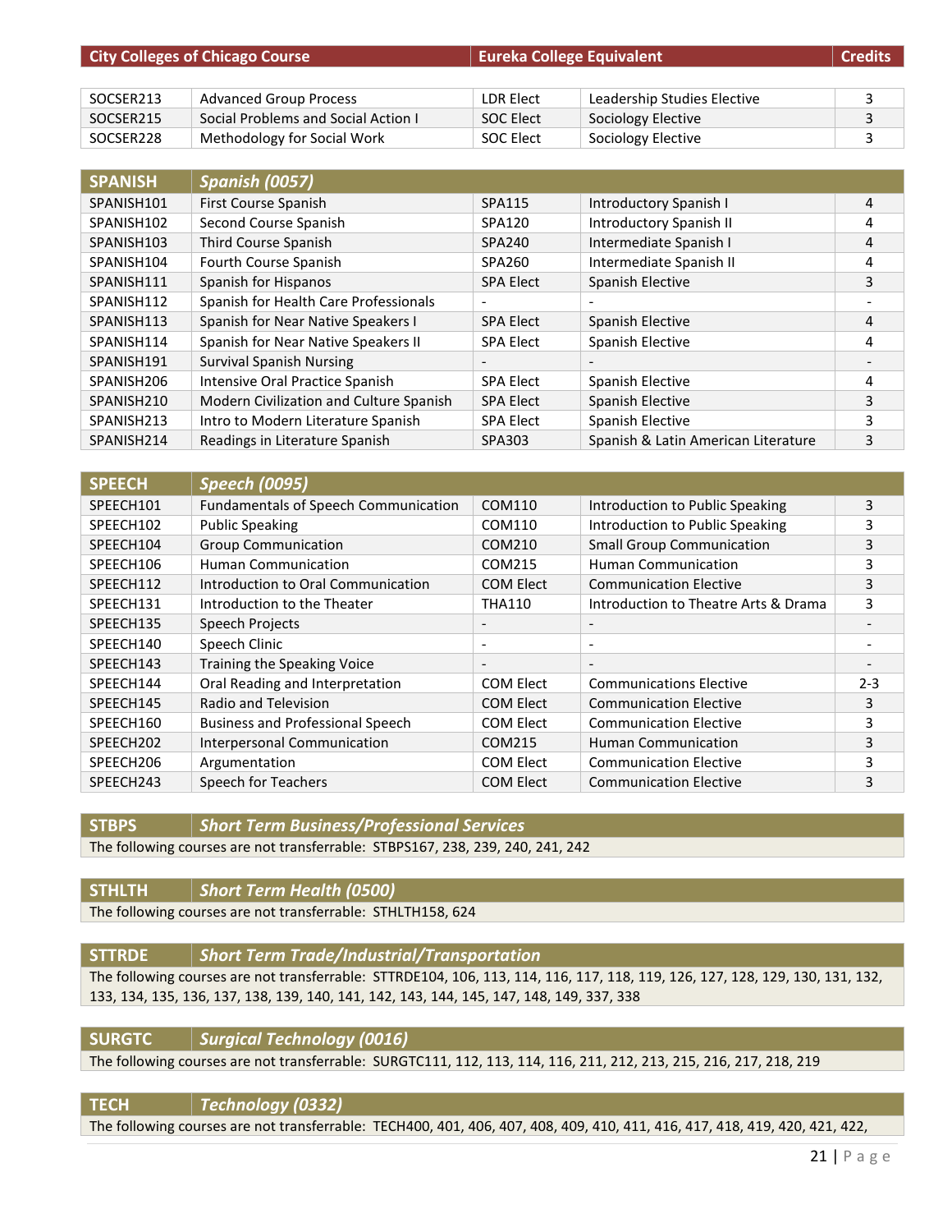| City Colleges of Chicago Course | | Eureka College Equivalent | | Credits |
|---|---|---|---|---|
| SOCSER213 | Advanced Group Process | LDR Elect | Leadership Studies Elective | 3 |
| SOCSER215 | Social Problems and Social Action I | SOC Elect | Sociology Elective | 3 |
| SOCSER228 | Methodology for Social Work | SOC Elect | Sociology Elective | 3 |

| SPANISH | Spanish (0057) | | | |
|---|---|---|---|---|
| SPANISH101 | First Course Spanish | SPA115 | Introductory Spanish I | 4 |
| SPANISH102 | Second Course Spanish | SPA120 | Introductory Spanish II | 4 |
| SPANISH103 | Third Course Spanish | SPA240 | Intermediate Spanish I | 4 |
| SPANISH104 | Fourth Course Spanish | SPA260 | Intermediate Spanish II | 4 |
| SPANISH111 | Spanish for Hispanos | SPA Elect | Spanish Elective | 3 |
| SPANISH112 | Spanish for Health Care Professionals | - | - | - |
| SPANISH113 | Spanish for Near Native Speakers I | SPA Elect | Spanish Elective | 4 |
| SPANISH114 | Spanish for Near Native Speakers II | SPA Elect | Spanish Elective | 4 |
| SPANISH191 | Survival Spanish Nursing | - | - | - |
| SPANISH206 | Intensive Oral Practice Spanish | SPA Elect | Spanish Elective | 4 |
| SPANISH210 | Modern Civilization and Culture Spanish | SPA Elect | Spanish Elective | 3 |
| SPANISH213 | Intro to Modern Literature Spanish | SPA Elect | Spanish Elective | 3 |
| SPANISH214 | Readings in Literature Spanish | SPA303 | Spanish & Latin American Literature | 3 |

| SPEECH | Speech (0095) | | | |
|---|---|---|---|---|
| SPEECH101 | Fundamentals of Speech Communication | COM110 | Introduction to Public Speaking | 3 |
| SPEECH102 | Public Speaking | COM110 | Introduction to Public Speaking | 3 |
| SPEECH104 | Group Communication | COM210 | Small Group Communication | 3 |
| SPEECH106 | Human Communication | COM215 | Human Communication | 3 |
| SPEECH112 | Introduction to Oral Communication | COM Elect | Communication Elective | 3 |
| SPEECH131 | Introduction to the Theater | THA110 | Introduction to Theatre Arts & Drama | 3 |
| SPEECH135 | Speech Projects | - | - | - |
| SPEECH140 | Speech Clinic | - | - | - |
| SPEECH143 | Training the Speaking Voice | - | - | - |
| SPEECH144 | Oral Reading and Interpretation | COM Elect | Communications Elective | 2-3 |
| SPEECH145 | Radio and Television | COM Elect | Communication Elective | 3 |
| SPEECH160 | Business and Professional Speech | COM Elect | Communication Elective | 3 |
| SPEECH202 | Interpersonal Communication | COM215 | Human Communication | 3 |
| SPEECH206 | Argumentation | COM Elect | Communication Elective | 3 |
| SPEECH243 | Speech for Teachers | COM Elect | Communication Elective | 3 |

| STBPS | Short Term Business/Professional Services |
|---|---|
| The following courses are not transferrable: STBPS167, 238, 239, 240, 241, 242 | |

| STHLTH | Short Term Health (0500) |
|---|---|
| The following courses are not transferrable: STHLTH158, 624 | |

| STTRDE | Short Term Trade/Industrial/Transportation |
|---|---|
| The following courses are not transferrable: STTRDE104, 106, 113, 114, 116, 117, 118, 119, 126, 127, 128, 129, 130, 131, 132, 133, 134, 135, 136, 137, 138, 139, 140, 141, 142, 143, 144, 145, 147, 148, 149, 337, 338 | |

| SURGTC | Surgical Technology (0016) |
|---|---|
| The following courses are not transferrable: SURGTC111, 112, 113, 114, 116, 211, 212, 213, 215, 216, 217, 218, 219 | |

| TECH | Technology (0332) |
|---|---|
| The following courses are not transferrable: TECH400, 401, 406, 407, 408, 409, 410, 411, 416, 417, 418, 419, 420, 421, 422, | |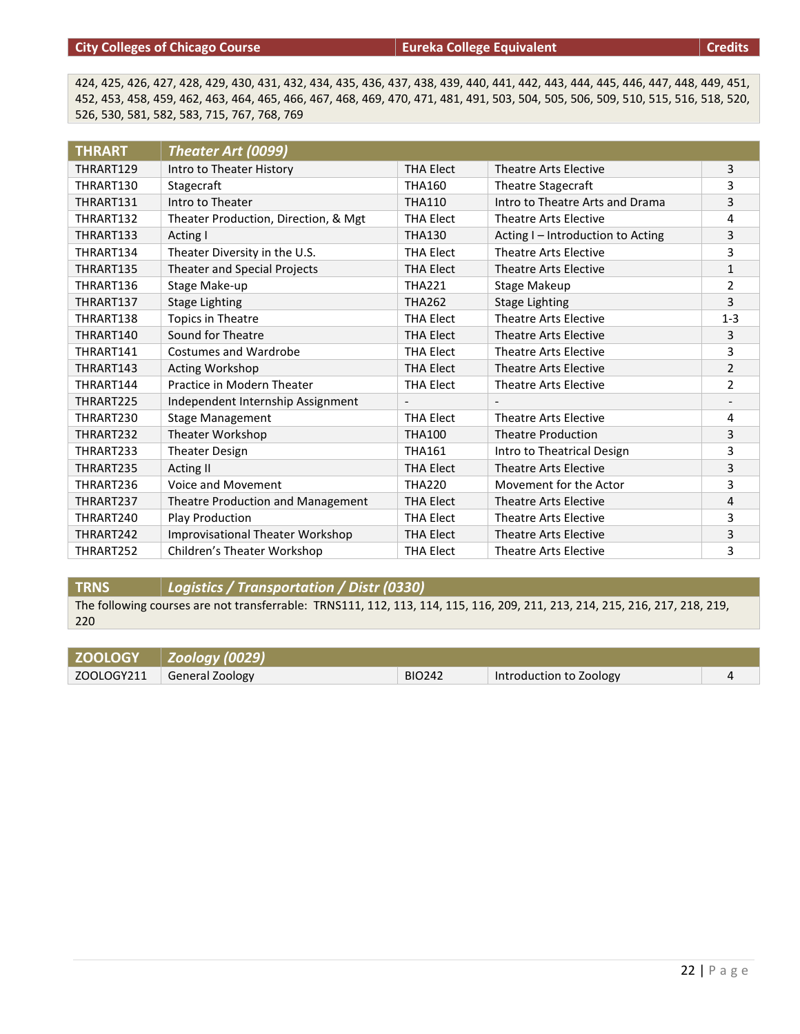| City Colleges of Chicago Course | | Eureka College Equivalent | | Credits |
|---|---|---|---|---|

424, 425, 426, 427, 428, 429, 430, 431, 432, 434, 435, 436, 437, 438, 439, 440, 441, 442, 443, 444, 445, 446, 447, 448, 449, 451, 452, 453, 458, 459, 462, 463, 464, 465, 466, 467, 468, 469, 470, 471, 481, 491, 503, 504, 505, 506, 509, 510, 515, 516, 518, 520, 526, 530, 581, 582, 583, 715, 767, 768, 769

| THRART | *Theater Art (0099)* | | | |
|---|---|---|---|---|
| THRART129 | Intro to Theater History | THA Elect | Theatre Arts Elective | 3 |
| THRART130 | Stagecraft | THA160 | Theatre Stagecraft | 3 |
| THRART131 | Intro to Theater | THA110 | Intro to Theatre Arts and Drama | 3 |
| THRART132 | Theater Production, Direction, & Mgt | THA Elect | Theatre Arts Elective | 4 |
| THRART133 | Acting I | THA130 | Acting I – Introduction to Acting | 3 |
| THRART134 | Theater Diversity in the U.S. | THA Elect | Theatre Arts Elective | 3 |
| THRART135 | Theater and Special Projects | THA Elect | Theatre Arts Elective | 1 |
| THRART136 | Stage Make-up | THA221 | Stage Makeup | 2 |
| THRART137 | Stage Lighting | THA262 | Stage Lighting | 3 |
| THRART138 | Topics in Theatre | THA Elect | Theatre Arts Elective | 1-3 |
| THRART140 | Sound for Theatre | THA Elect | Theatre Arts Elective | 3 |
| THRART141 | Costumes and Wardrobe | THA Elect | Theatre Arts Elective | 3 |
| THRART143 | Acting Workshop | THA Elect | Theatre Arts Elective | 2 |
| THRART144 | Practice in Modern Theater | THA Elect | Theatre Arts Elective | 2 |
| THRART225 | Independent Internship Assignment | - | - | - |
| THRART230 | Stage Management | THA Elect | Theatre Arts Elective | 4 |
| THRART232 | Theater Workshop | THA100 | Theatre Production | 3 |
| THRART233 | Theater Design | THA161 | Intro to Theatrical Design | 3 |
| THRART235 | Acting II | THA Elect | Theatre Arts Elective | 3 |
| THRART236 | Voice and Movement | THA220 | Movement for the Actor | 3 |
| THRART237 | Theatre Production and Management | THA Elect | Theatre Arts Elective | 4 |
| THRART240 | Play Production | THA Elect | Theatre Arts Elective | 3 |
| THRART242 | Improvisational Theater Workshop | THA Elect | Theatre Arts Elective | 3 |
| THRART252 | Children's Theater Workshop | THA Elect | Theatre Arts Elective | 3 |

| TRNS | *Logistics / Transportation / Distr (0330)* |
|---|---|

The following courses are not transferrable: TRNS111, 112, 113, 114, 115, 116, 209, 211, 213, 214, 215, 216, 217, 218, 219, 220

| ZOOLOGY | *Zoology (0029)* | | | |
|---|---|---|---|---|
| ZOOLOGY211 | General Zoology | BIO242 | Introduction to Zoology | 4 |